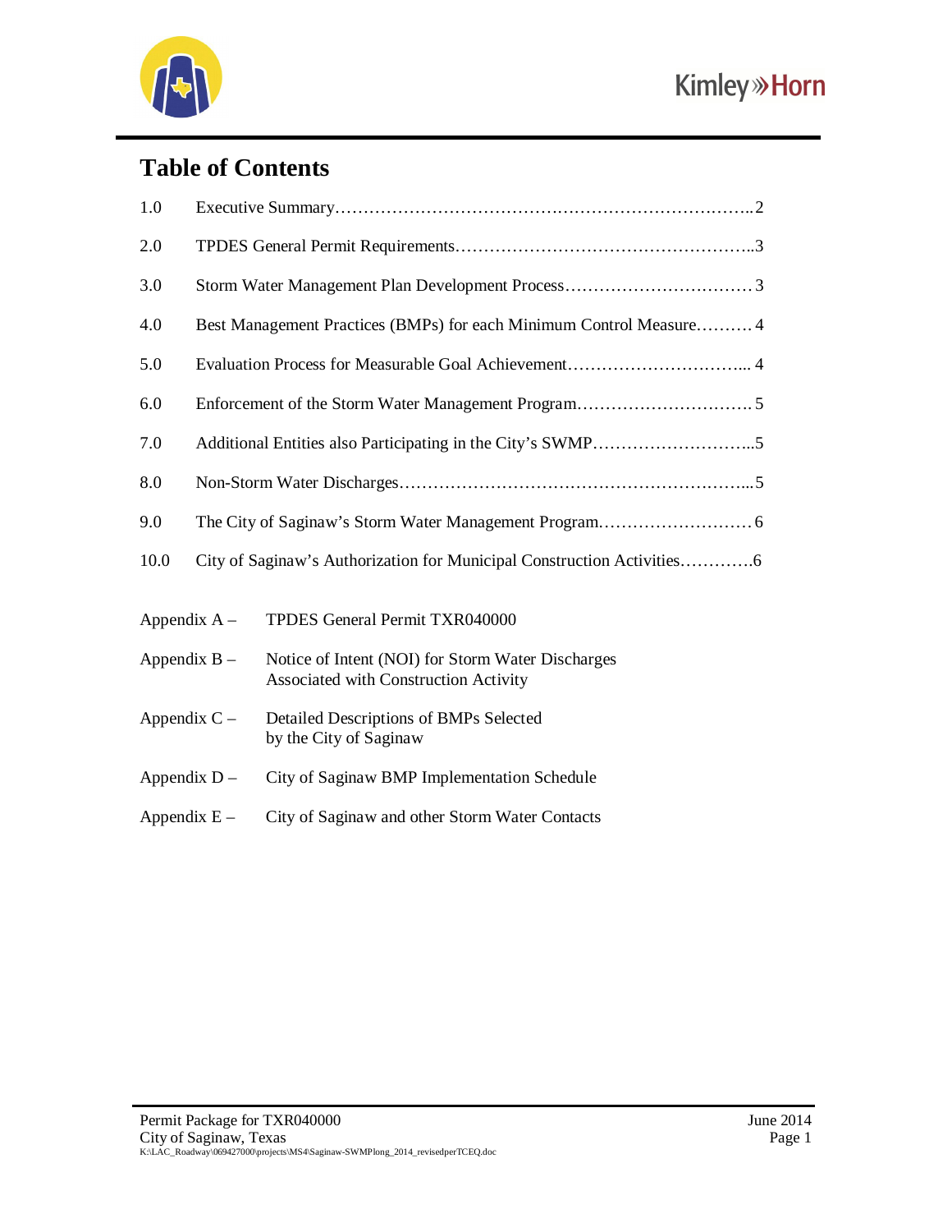# Table of Contents

| | | |
|---|---|---|
| 1.0 | Executive Summary | 2 |
| 2.0 | TPDES General Permit Requirements | 3 |
| 3.0 | Storm Water Management Plan Development Process | 3 |
| 4.0 | Best Management Practices (BMPs) for each Minimum Control Measure | 4 |
| 5.0 | Evaluation Process for Measurable Goal Achievement | 4 |
| 6.0 | Enforcement of the Storm Water Management Program | 5 |
| 7.0 | Additional Entities also Participating in the City's SWMP | 5 |
| 8.0 | Non-Storm Water Discharges | 5 |
| 9.0 | The City of Saginaw's Storm Water Management Program | 6 |
| 10.0 | City of Saginaw's Authorization for Municipal Construction Activities | 6 |

Appendix A – TPDES General Permit TXR040000

Appendix B – Notice of Intent (NOI) for Storm Water Discharges Associated with Construction Activity

Appendix C – Detailed Descriptions of BMPs Selected by the City of Saginaw

Appendix D – City of Saginaw BMP Implementation Schedule

Appendix E – City of Saginaw and other Storm Water Contacts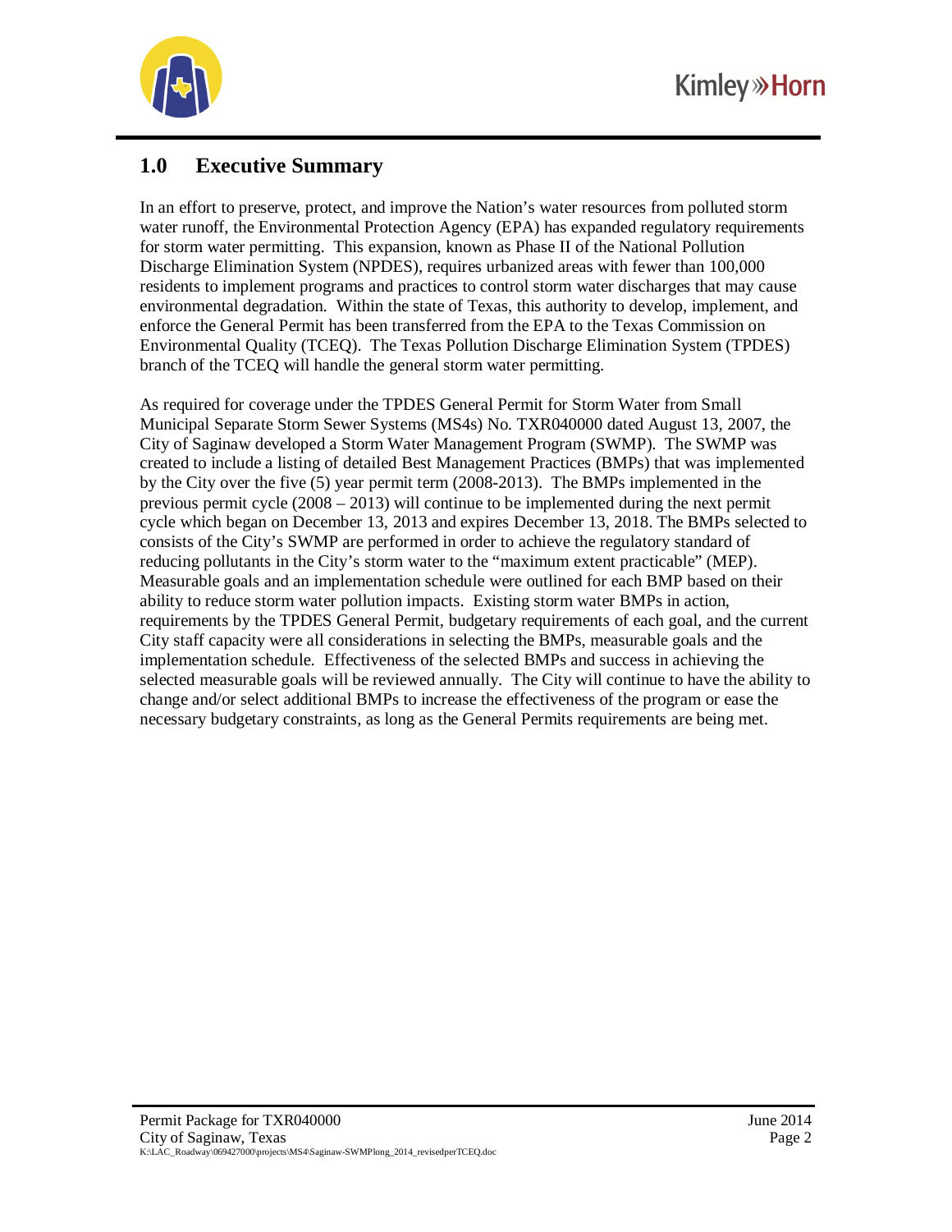# 1.0 Executive Summary

In an effort to preserve, protect, and improve the Nation's water resources from polluted storm water runoff, the Environmental Protection Agency (EPA) has expanded regulatory requirements for storm water permitting. This expansion, known as Phase II of the National Pollution Discharge Elimination System (NPDES), requires urbanized areas with fewer than 100,000 residents to implement programs and practices to control storm water discharges that may cause environmental degradation. Within the state of Texas, this authority to develop, implement, and enforce the General Permit has been transferred from the EPA to the Texas Commission on Environmental Quality (TCEQ). The Texas Pollution Discharge Elimination System (TPDES) branch of the TCEQ will handle the general storm water permitting.

As required for coverage under the TPDES General Permit for Storm Water from Small Municipal Separate Storm Sewer Systems (MS4s) No. TXR040000 dated August 13, 2007, the City of Saginaw developed a Storm Water Management Program (SWMP). The SWMP was created to include a listing of detailed Best Management Practices (BMPs) that was implemented by the City over the five (5) year permit term (2008-2013). The BMPs implemented in the previous permit cycle (2008 – 2013) will continue to be implemented during the next permit cycle which began on December 13, 2013 and expires December 13, 2018. The BMPs selected to consists of the City's SWMP are performed in order to achieve the regulatory standard of reducing pollutants in the City's storm water to the "maximum extent practicable" (MEP). Measurable goals and an implementation schedule were outlined for each BMP based on their ability to reduce storm water pollution impacts. Existing storm water BMPs in action, requirements by the TPDES General Permit, budgetary requirements of each goal, and the current City staff capacity were all considerations in selecting the BMPs, measurable goals and the implementation schedule. Effectiveness of the selected BMPs and success in achieving the selected measurable goals will be reviewed annually. The City will continue to have the ability to change and/or select additional BMPs to increase the effectiveness of the program or ease the necessary budgetary constraints, as long as the General Permits requirements are being met.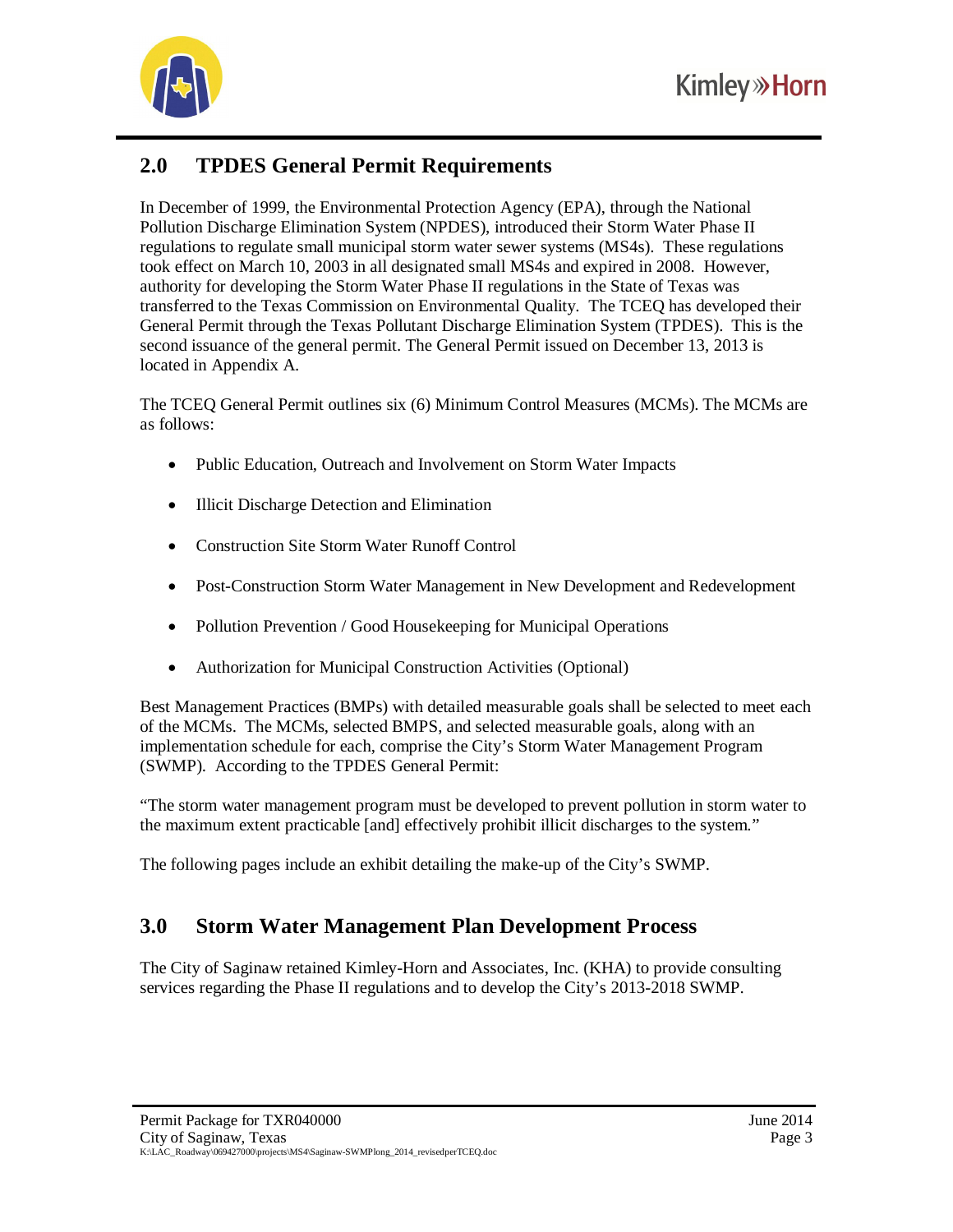## 2.0 TPDES General Permit Requirements

In December of 1999, the Environmental Protection Agency (EPA), through the National Pollution Discharge Elimination System (NPDES), introduced their Storm Water Phase II regulations to regulate small municipal storm water sewer systems (MS4s). These regulations took effect on March 10, 2003 in all designated small MS4s and expired in 2008. However, authority for developing the Storm Water Phase II regulations in the State of Texas was transferred to the Texas Commission on Environmental Quality. The TCEQ has developed their General Permit through the Texas Pollutant Discharge Elimination System (TPDES). This is the second issuance of the general permit. The General Permit issued on December 13, 2013 is located in Appendix A.

The TCEQ General Permit outlines six (6) Minimum Control Measures (MCMs). The MCMs are as follows:

- Public Education, Outreach and Involvement on Storm Water Impacts
- Illicit Discharge Detection and Elimination
- Construction Site Storm Water Runoff Control
- Post-Construction Storm Water Management in New Development and Redevelopment
- Pollution Prevention / Good Housekeeping for Municipal Operations
- Authorization for Municipal Construction Activities (Optional)

Best Management Practices (BMPs) with detailed measurable goals shall be selected to meet each of the MCMs. The MCMs, selected BMPS, and selected measurable goals, along with an implementation schedule for each, comprise the City's Storm Water Management Program (SWMP). According to the TPDES General Permit:

"The storm water management program must be developed to prevent pollution in storm water to the maximum extent practicable [and] effectively prohibit illicit discharges to the system."

The following pages include an exhibit detailing the make-up of the City's SWMP.

## 3.0 Storm Water Management Plan Development Process

The City of Saginaw retained Kimley-Horn and Associates, Inc. (KHA) to provide consulting services regarding the Phase II regulations and to develop the City's 2013-2018 SWMP.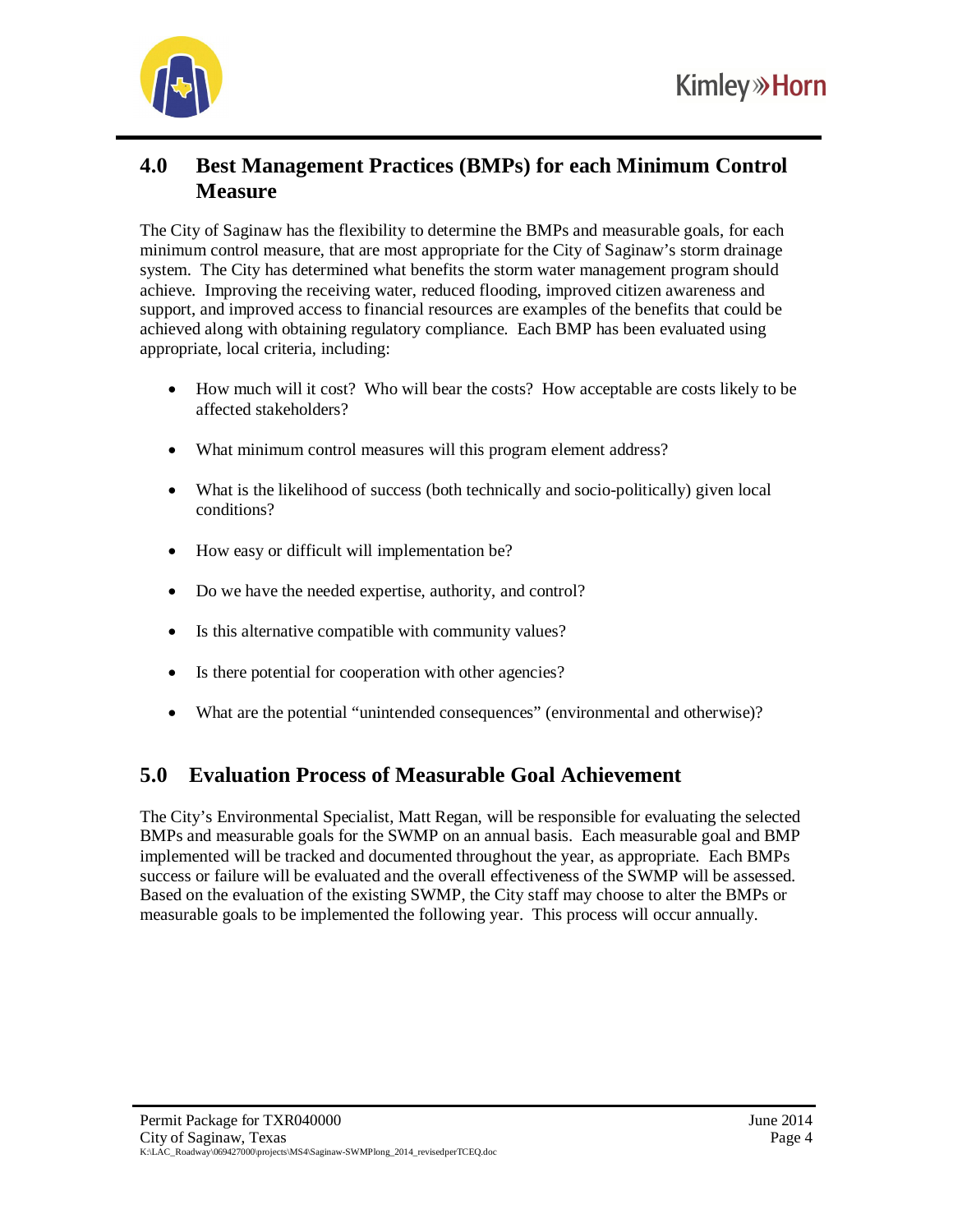## 4.0 Best Management Practices (BMPs) for each Minimum Control Measure

The City of Saginaw has the flexibility to determine the BMPs and measurable goals, for each minimum control measure, that are most appropriate for the City of Saginaw's storm drainage system. The City has determined what benefits the storm water management program should achieve. Improving the receiving water, reduced flooding, improved citizen awareness and support, and improved access to financial resources are examples of the benefits that could be achieved along with obtaining regulatory compliance. Each BMP has been evaluated using appropriate, local criteria, including:

- How much will it cost? Who will bear the costs? How acceptable are costs likely to be affected stakeholders?
- What minimum control measures will this program element address?
- What is the likelihood of success (both technically and socio-politically) given local conditions?
- How easy or difficult will implementation be?
- Do we have the needed expertise, authority, and control?
- Is this alternative compatible with community values?
- Is there potential for cooperation with other agencies?
- What are the potential "unintended consequences" (environmental and otherwise)?

## 5.0 Evaluation Process of Measurable Goal Achievement

The City's Environmental Specialist, Matt Regan, will be responsible for evaluating the selected BMPs and measurable goals for the SWMP on an annual basis. Each measurable goal and BMP implemented will be tracked and documented throughout the year, as appropriate. Each BMPs success or failure will be evaluated and the overall effectiveness of the SWMP will be assessed. Based on the evaluation of the existing SWMP, the City staff may choose to alter the BMPs or measurable goals to be implemented the following year. This process will occur annually.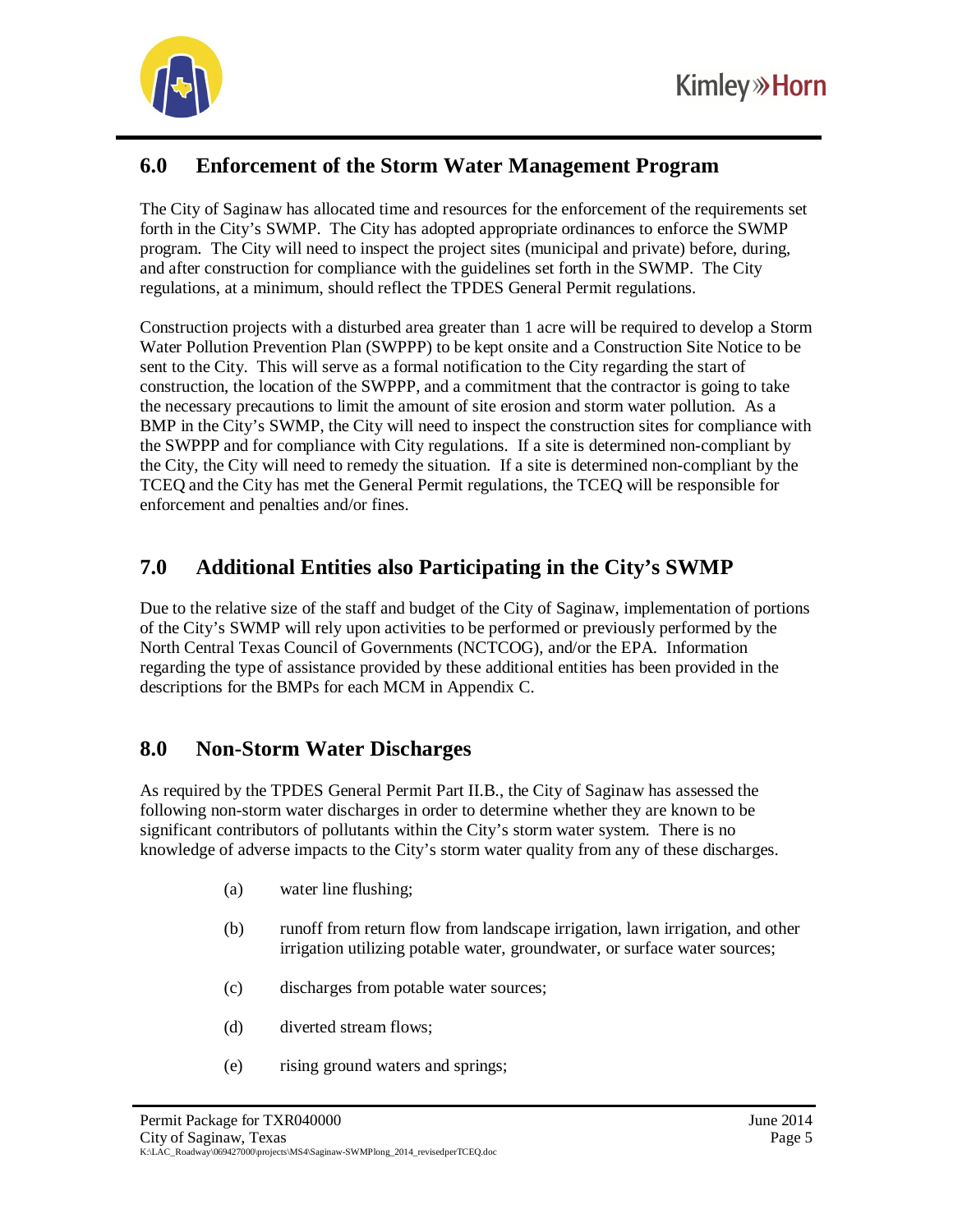## 6.0 Enforcement of the Storm Water Management Program

The City of Saginaw has allocated time and resources for the enforcement of the requirements set forth in the City's SWMP. The City has adopted appropriate ordinances to enforce the SWMP program. The City will need to inspect the project sites (municipal and private) before, during, and after construction for compliance with the guidelines set forth in the SWMP. The City regulations, at a minimum, should reflect the TPDES General Permit regulations.

Construction projects with a disturbed area greater than 1 acre will be required to develop a Storm Water Pollution Prevention Plan (SWPPP) to be kept onsite and a Construction Site Notice to be sent to the City. This will serve as a formal notification to the City regarding the start of construction, the location of the SWPPP, and a commitment that the contractor is going to take the necessary precautions to limit the amount of site erosion and storm water pollution. As a BMP in the City's SWMP, the City will need to inspect the construction sites for compliance with the SWPPP and for compliance with City regulations. If a site is determined non-compliant by the City, the City will need to remedy the situation. If a site is determined non-compliant by the TCEQ and the City has met the General Permit regulations, the TCEQ will be responsible for enforcement and penalties and/or fines.

## 7.0 Additional Entities also Participating in the City's SWMP

Due to the relative size of the staff and budget of the City of Saginaw, implementation of portions of the City's SWMP will rely upon activities to be performed or previously performed by the North Central Texas Council of Governments (NCTCOG), and/or the EPA. Information regarding the type of assistance provided by these additional entities has been provided in the descriptions for the BMPs for each MCM in Appendix C.

## 8.0 Non-Storm Water Discharges

As required by the TPDES General Permit Part II.B., the City of Saginaw has assessed the following non-storm water discharges in order to determine whether they are known to be significant contributors of pollutants within the City's storm water system. There is no knowledge of adverse impacts to the City's storm water quality from any of these discharges.

(a) water line flushing;

(b) runoff from return flow from landscape irrigation, lawn irrigation, and other irrigation utilizing potable water, groundwater, or surface water sources;

(c) discharges from potable water sources;

(d) diverted stream flows;

(e) rising ground waters and springs;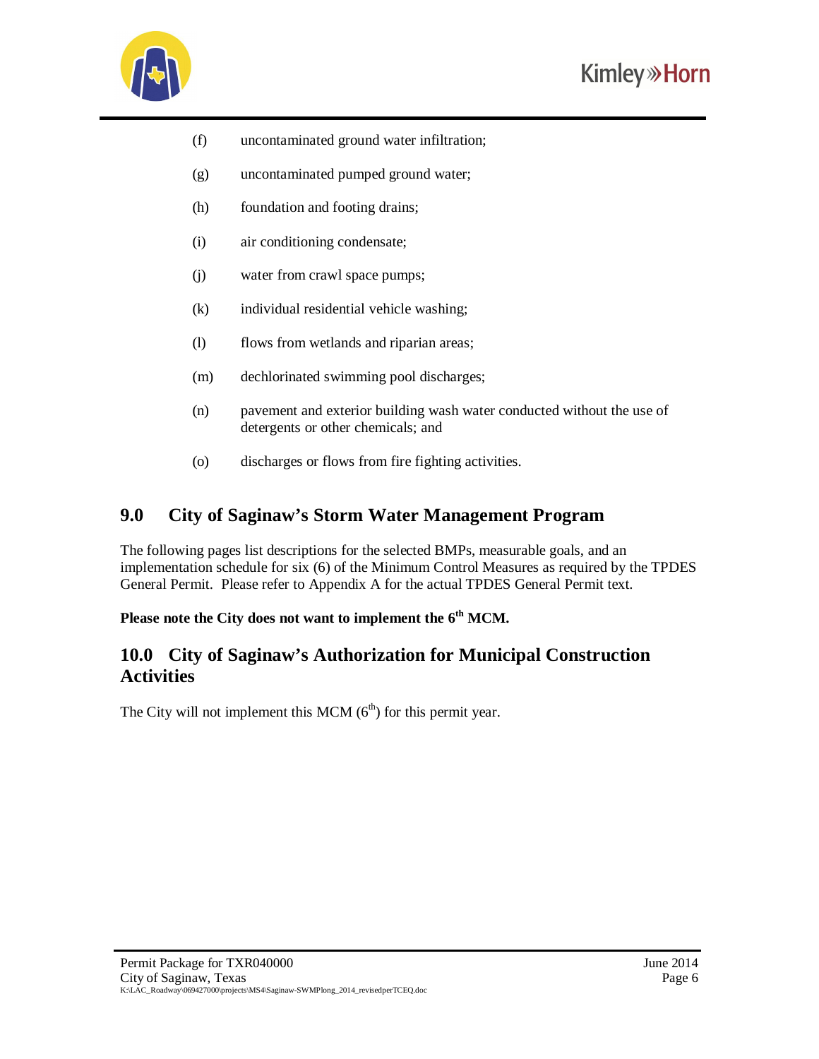(f) uncontaminated ground water infiltration;

(g) uncontaminated pumped ground water;

(h) foundation and footing drains;

(i) air conditioning condensate;

(j) water from crawl space pumps;

(k) individual residential vehicle washing;

(l) flows from wetlands and riparian areas;

(m) dechlorinated swimming pool discharges;

(n) pavement and exterior building wash water conducted without the use of detergents or other chemicals; and

(o) discharges or flows from fire fighting activities.

## 9.0 City of Saginaw's Storm Water Management Program

The following pages list descriptions for the selected BMPs, measurable goals, and an implementation schedule for six (6) of the Minimum Control Measures as required by the TPDES General Permit. Please refer to Appendix A for the actual TPDES General Permit text.

**Please note the City does not want to implement the 6th MCM.**

## 10.0 City of Saginaw's Authorization for Municipal Construction Activities

The City will not implement this MCM (6th) for this permit year.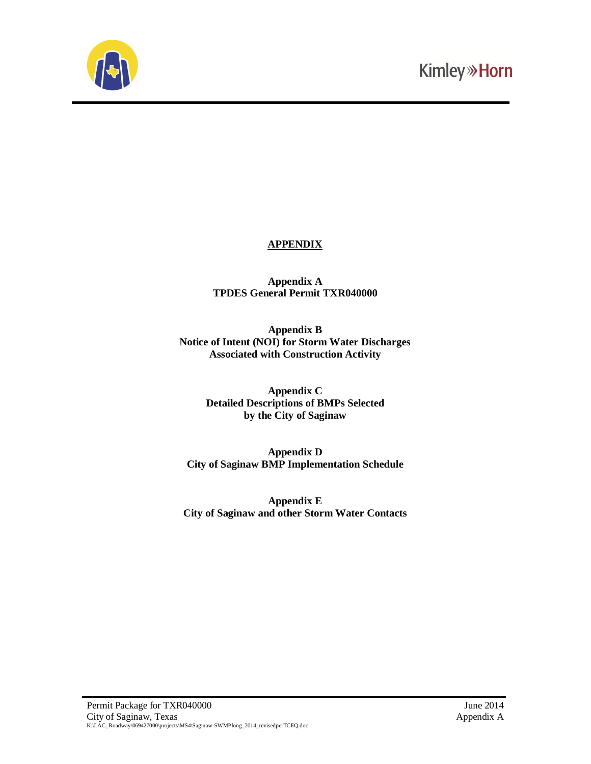## APPENDIX

**Appendix A**
**TPDES General Permit TXR040000**

**Appendix B**
**Notice of Intent (NOI) for Storm Water Discharges Associated with Construction Activity**

**Appendix C**
**Detailed Descriptions of BMPs Selected by the City of Saginaw**

**Appendix D**
**City of Saginaw BMP Implementation Schedule**

**Appendix E**
**City of Saginaw and other Storm Water Contacts**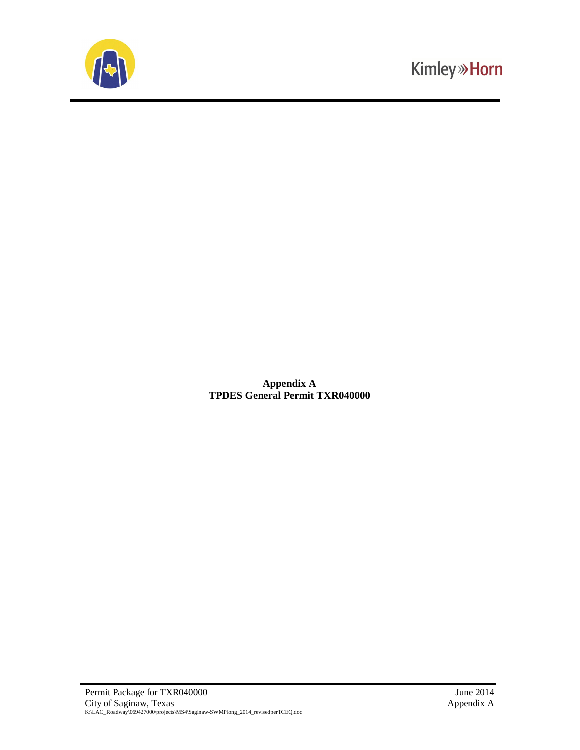**Appendix A**
**TPDES General Permit TXR040000**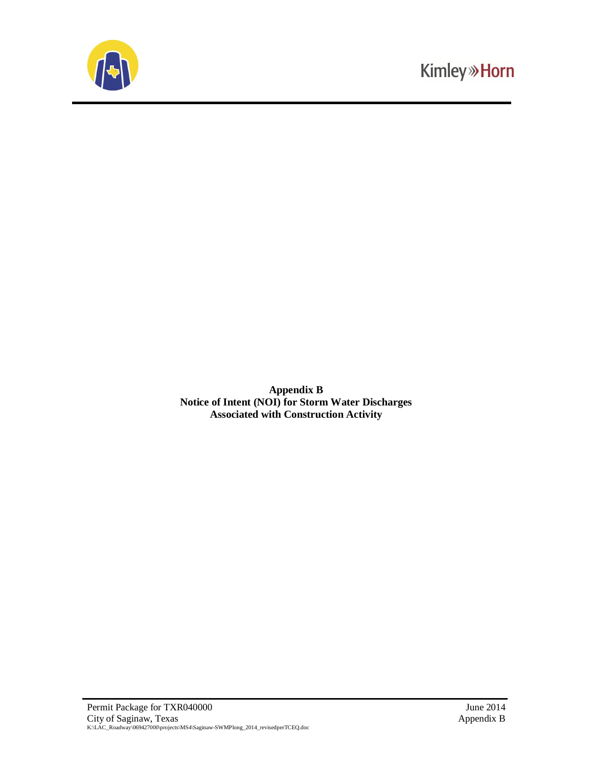**Appendix B**
**Notice of Intent (NOI) for Storm Water Discharges**
**Associated with Construction Activity**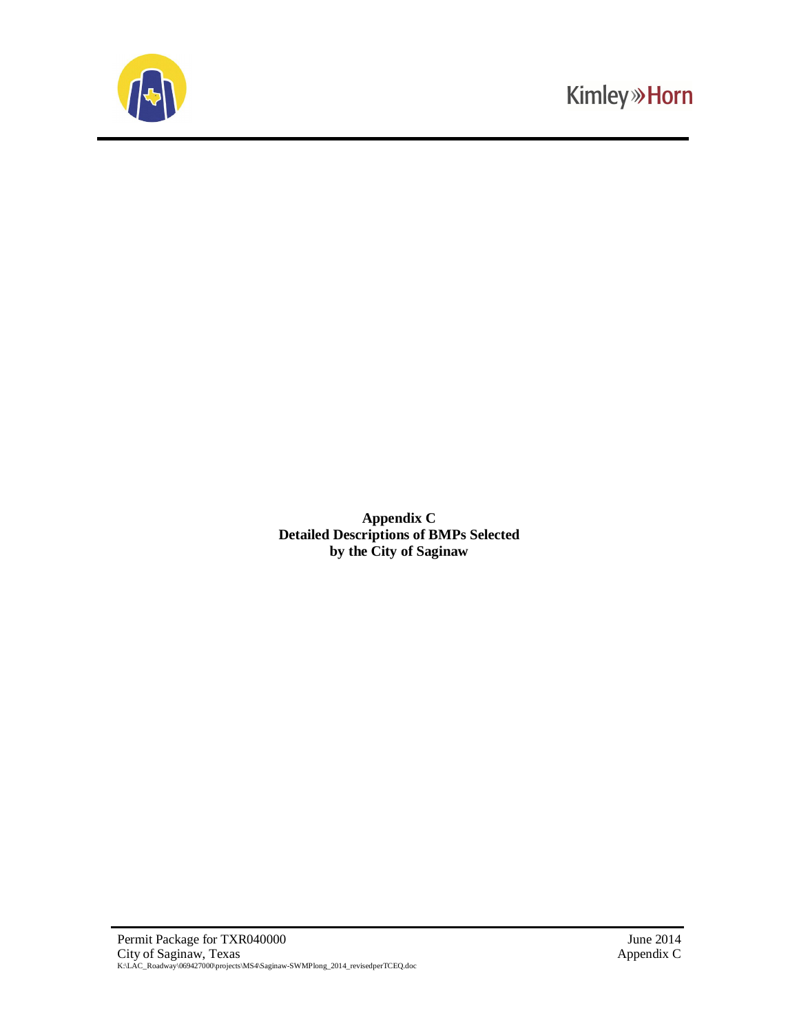**Appendix C**
**Detailed Descriptions of BMPs Selected**
**by the City of Saginaw**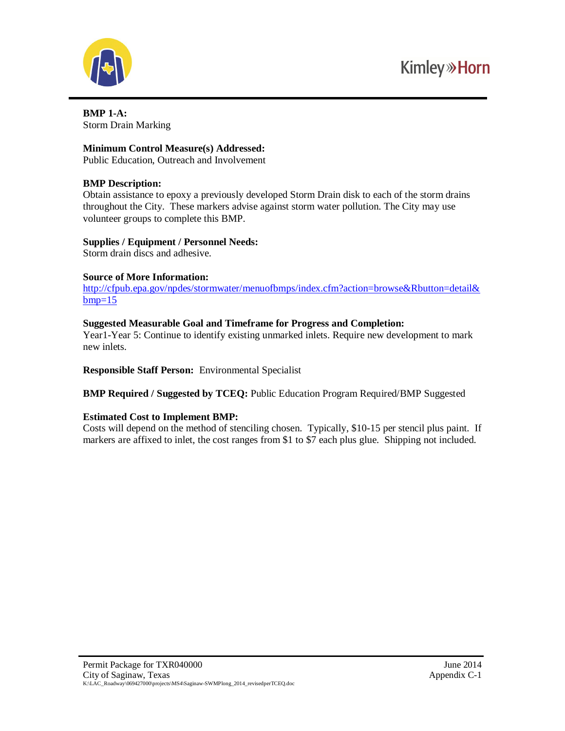**BMP 1-A:**
Storm Drain Marking

**Minimum Control Measure(s) Addressed:**
Public Education, Outreach and Involvement

**BMP Description:**
Obtain assistance to epoxy a previously developed Storm Drain disk to each of the storm drains throughout the City. These markers advise against storm water pollution. The City may use volunteer groups to complete this BMP.

**Supplies / Equipment / Personnel Needs:**
Storm drain discs and adhesive.

**Source of More Information:**
http://cfpub.epa.gov/npdes/stormwater/menuofbmps/index.cfm?action=browse&Rbutton=detail&bmp=15

**Suggested Measurable Goal and Timeframe for Progress and Completion:**
Year1-Year 5: Continue to identify existing unmarked inlets. Require new development to mark new inlets.

**Responsible Staff Person:** Environmental Specialist

**BMP Required / Suggested by TCEQ:** Public Education Program Required/BMP Suggested

**Estimated Cost to Implement BMP:**
Costs will depend on the method of stenciling chosen. Typically, $10-15 per stencil plus paint. If markers are affixed to inlet, the cost ranges from $1 to $7 each plus glue. Shipping not included.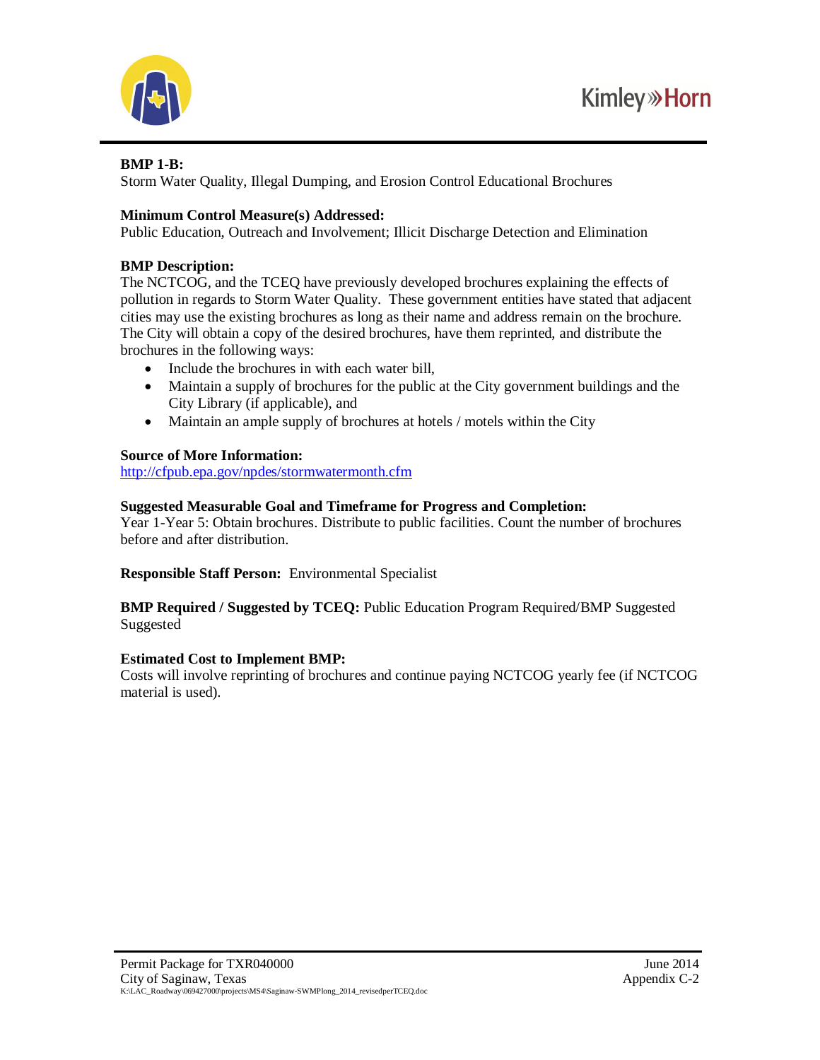**BMP 1-B:**
Storm Water Quality, Illegal Dumping, and Erosion Control Educational Brochures

**Minimum Control Measure(s) Addressed:**
Public Education, Outreach and Involvement; Illicit Discharge Detection and Elimination

**BMP Description:**
The NCTCOG, and the TCEQ have previously developed brochures explaining the effects of pollution in regards to Storm Water Quality. These government entities have stated that adjacent cities may use the existing brochures as long as their name and address remain on the brochure. The City will obtain a copy of the desired brochures, have them reprinted, and distribute the brochures in the following ways:

- Include the brochures in with each water bill,
- Maintain a supply of brochures for the public at the City government buildings and the City Library (if applicable), and
- Maintain an ample supply of brochures at hotels / motels within the City

**Source of More Information:**
http://cfpub.epa.gov/npdes/stormwatermonth.cfm

**Suggested Measurable Goal and Timeframe for Progress and Completion:**
Year 1-Year 5: Obtain brochures. Distribute to public facilities. Count the number of brochures before and after distribution.

**Responsible Staff Person:** Environmental Specialist

**BMP Required / Suggested by TCEQ:** Public Education Program Required/BMP Suggested Suggested

**Estimated Cost to Implement BMP:**
Costs will involve reprinting of brochures and continue paying NCTCOG yearly fee (if NCTCOG material is used).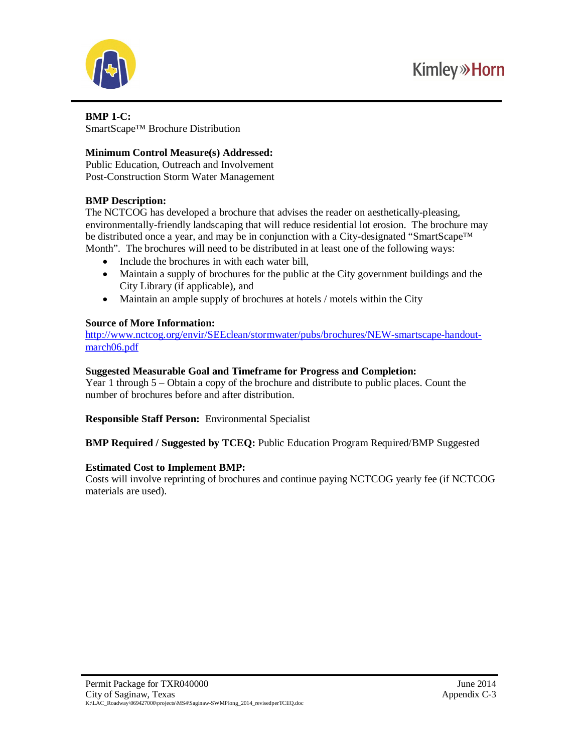**BMP 1-C:**
SmartScape™ Brochure Distribution

**Minimum Control Measure(s) Addressed:**
Public Education, Outreach and Involvement
Post-Construction Storm Water Management

**BMP Description:**
The NCTCOG has developed a brochure that advises the reader on aesthetically-pleasing, environmentally-friendly landscaping that will reduce residential lot erosion. The brochure may be distributed once a year, and may be in conjunction with a City-designated "SmartScape™ Month". The brochures will need to be distributed in at least one of the following ways:

- Include the brochures in with each water bill,
- Maintain a supply of brochures for the public at the City government buildings and the City Library (if applicable), and
- Maintain an ample supply of brochures at hotels / motels within the City

**Source of More Information:**
[http://www.nctcog.org/envir/SEEclean/stormwater/pubs/brochures/NEW-smartscape-handout-march06.pdf](http://www.nctcog.org/envir/SEEclean/stormwater/pubs/brochures/NEW-smartscape-handout-march06.pdf)

**Suggested Measurable Goal and Timeframe for Progress and Completion:**
Year 1 through 5 – Obtain a copy of the brochure and distribute to public places. Count the number of brochures before and after distribution.

**Responsible Staff Person:** Environmental Specialist

**BMP Required / Suggested by TCEQ:** Public Education Program Required/BMP Suggested

**Estimated Cost to Implement BMP:**
Costs will involve reprinting of brochures and continue paying NCTCOG yearly fee (if NCTCOG materials are used).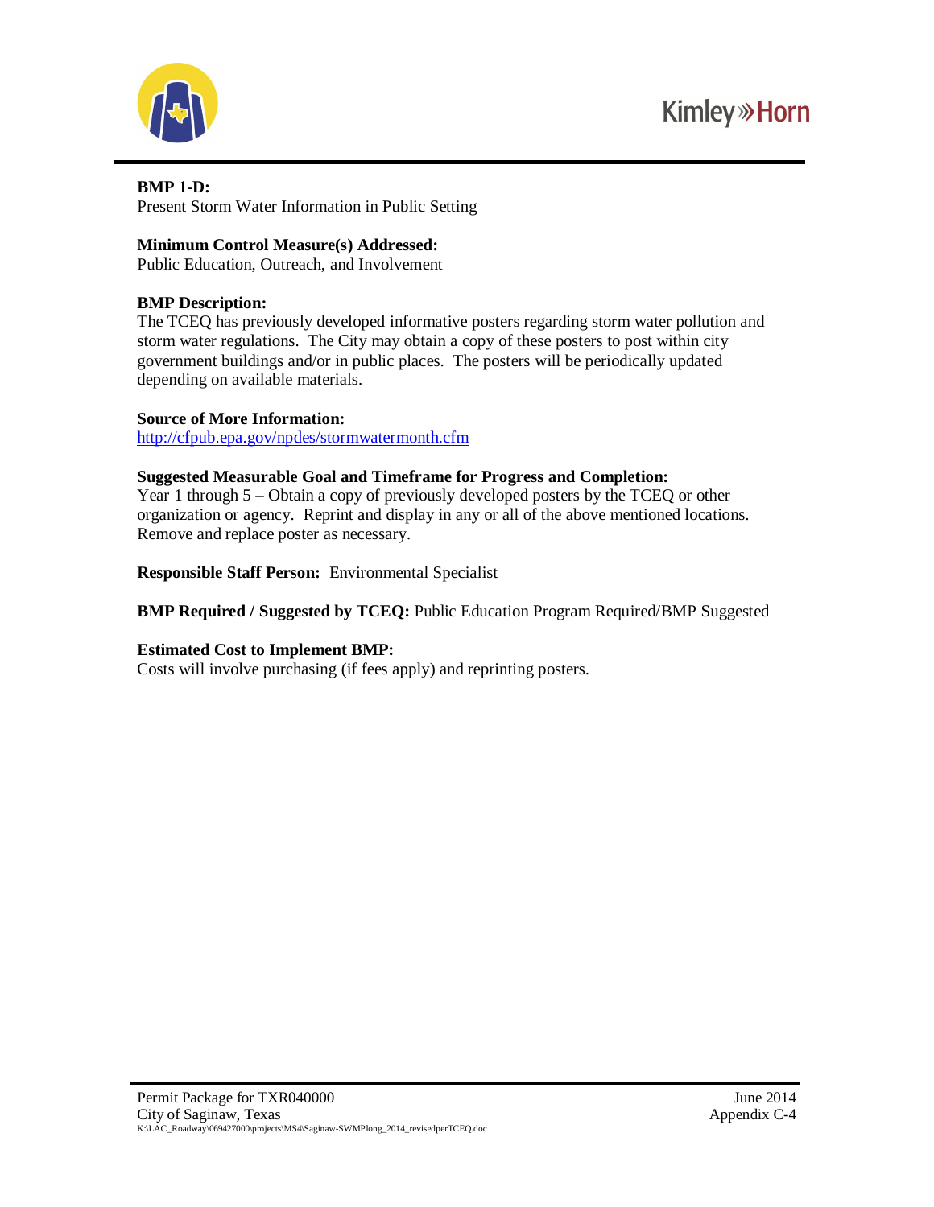**BMP 1-D:**
Present Storm Water Information in Public Setting

**Minimum Control Measure(s) Addressed:**
Public Education, Outreach, and Involvement

**BMP Description:**
The TCEQ has previously developed informative posters regarding storm water pollution and storm water regulations. The City may obtain a copy of these posters to post within city government buildings and/or in public places. The posters will be periodically updated depending on available materials.

**Source of More Information:**
http://cfpub.epa.gov/npdes/stormwatermonth.cfm

**Suggested Measurable Goal and Timeframe for Progress and Completion:**
Year 1 through 5 – Obtain a copy of previously developed posters by the TCEQ or other organization or agency. Reprint and display in any or all of the above mentioned locations. Remove and replace poster as necessary.

**Responsible Staff Person:** Environmental Specialist

**BMP Required / Suggested by TCEQ:** Public Education Program Required/BMP Suggested

**Estimated Cost to Implement BMP:**
Costs will involve purchasing (if fees apply) and reprinting posters.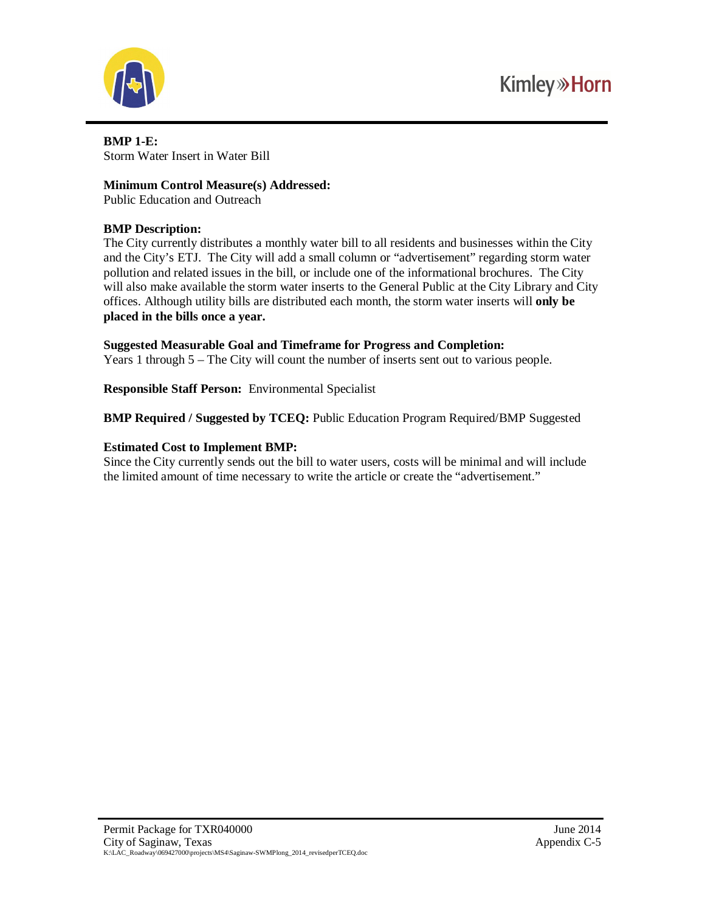**BMP 1-E:**
Storm Water Insert in Water Bill

**Minimum Control Measure(s) Addressed:**
Public Education and Outreach

**BMP Description:**
The City currently distributes a monthly water bill to all residents and businesses within the City and the City's ETJ. The City will add a small column or "advertisement" regarding storm water pollution and related issues in the bill, or include one of the informational brochures. The City will also make available the storm water inserts to the General Public at the City Library and City offices. Although utility bills are distributed each month, the storm water inserts will **only be placed in the bills once a year.**

**Suggested Measurable Goal and Timeframe for Progress and Completion:**
Years 1 through 5 – The City will count the number of inserts sent out to various people.

**Responsible Staff Person:** Environmental Specialist

**BMP Required / Suggested by TCEQ:** Public Education Program Required/BMP Suggested

**Estimated Cost to Implement BMP:**
Since the City currently sends out the bill to water users, costs will be minimal and will include the limited amount of time necessary to write the article or create the "advertisement."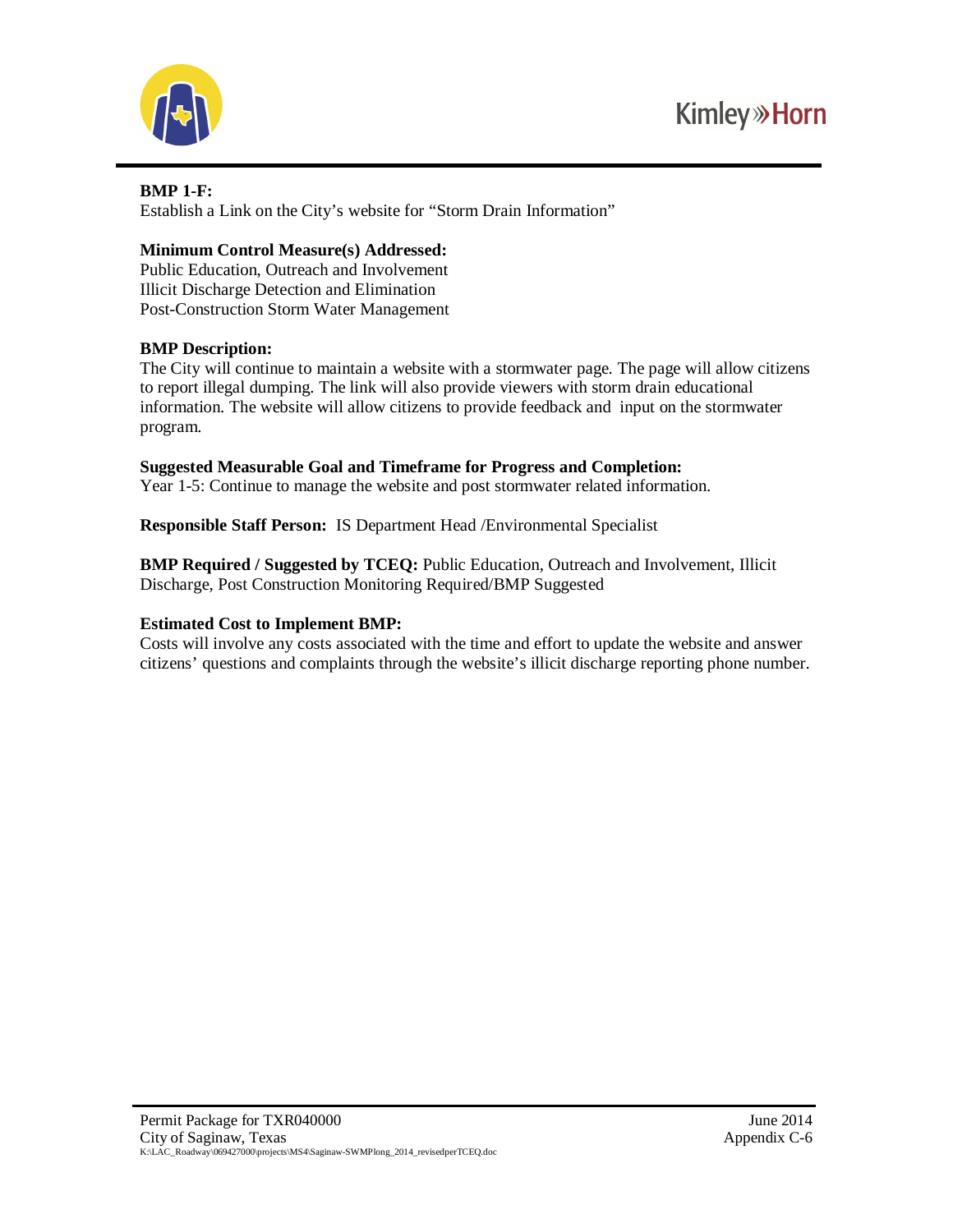**BMP 1-F:**
Establish a Link on the City's website for "Storm Drain Information"

**Minimum Control Measure(s) Addressed:**
Public Education, Outreach and Involvement
Illicit Discharge Detection and Elimination
Post-Construction Storm Water Management

**BMP Description:**
The City will continue to maintain a website with a stormwater page. The page will allow citizens to report illegal dumping. The link will also provide viewers with storm drain educational information. The website will allow citizens to provide feedback and input on the stormwater program.

**Suggested Measurable Goal and Timeframe for Progress and Completion:**
Year 1-5: Continue to manage the website and post stormwater related information.

**Responsible Staff Person:** IS Department Head /Environmental Specialist

**BMP Required / Suggested by TCEQ:** Public Education, Outreach and Involvement, Illicit Discharge, Post Construction Monitoring Required/BMP Suggested

**Estimated Cost to Implement BMP:**
Costs will involve any costs associated with the time and effort to update the website and answer citizens' questions and complaints through the website's illicit discharge reporting phone number.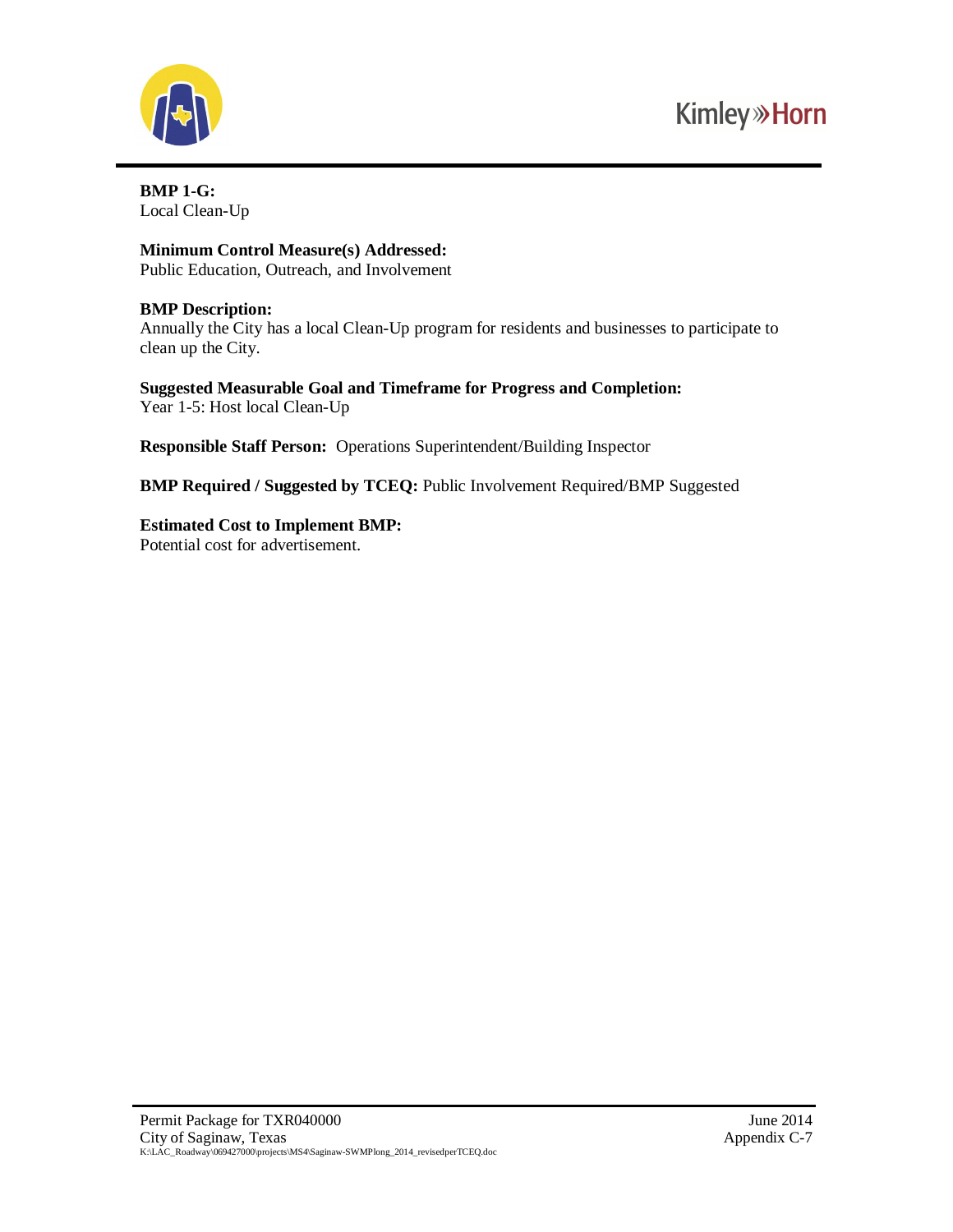**BMP 1-G:**
Local Clean-Up

**Minimum Control Measure(s) Addressed:**
Public Education, Outreach, and Involvement

**BMP Description:**
Annually the City has a local Clean-Up program for residents and businesses to participate to clean up the City.

**Suggested Measurable Goal and Timeframe for Progress and Completion:**
Year 1-5: Host local Clean-Up

**Responsible Staff Person:** Operations Superintendent/Building Inspector

**BMP Required / Suggested by TCEQ:** Public Involvement Required/BMP Suggested

**Estimated Cost to Implement BMP:**
Potential cost for advertisement.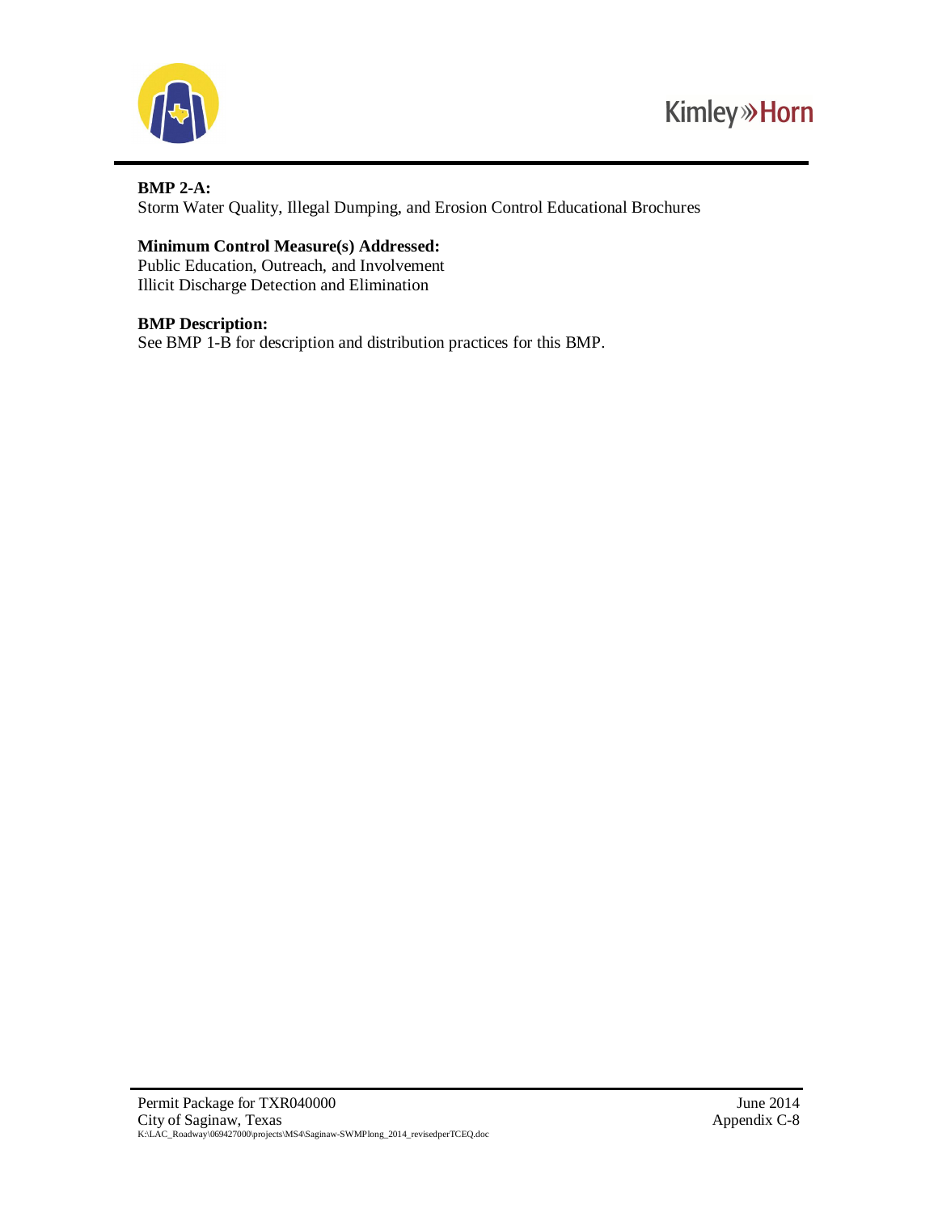**BMP 2-A:**
Storm Water Quality, Illegal Dumping, and Erosion Control Educational Brochures

**Minimum Control Measure(s) Addressed:**
Public Education, Outreach, and Involvement
Illicit Discharge Detection and Elimination

**BMP Description:**
See BMP 1-B for description and distribution practices for this BMP.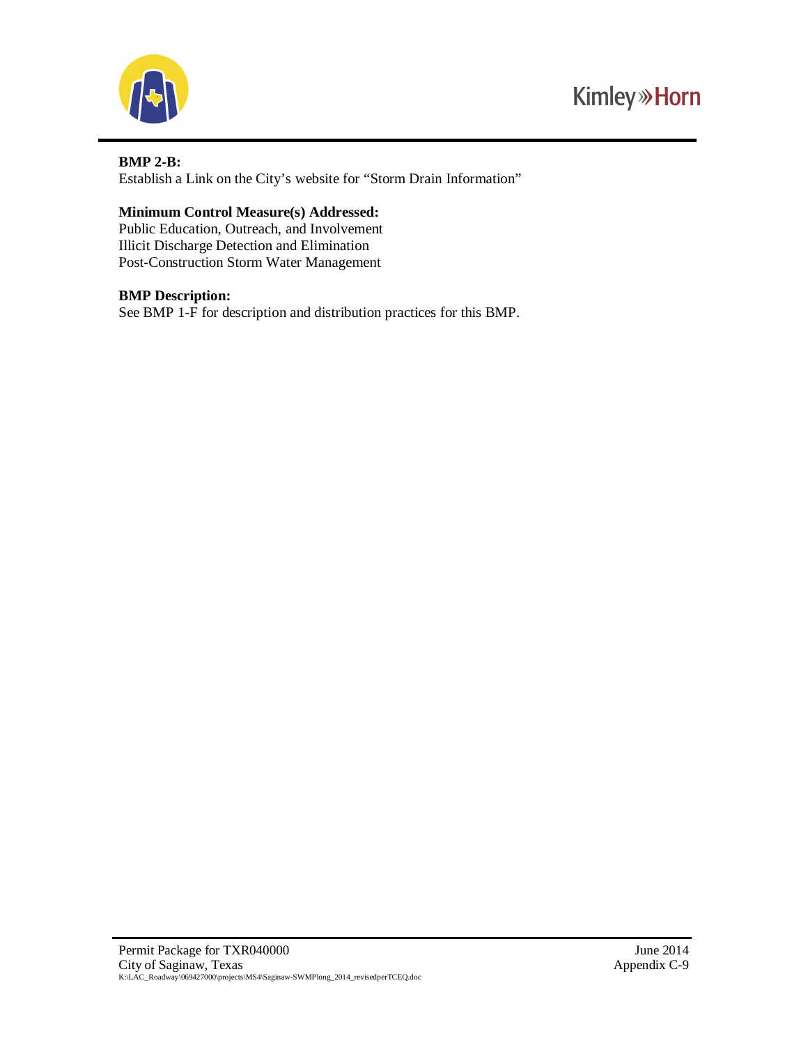**BMP 2-B:**
Establish a Link on the City's website for "Storm Drain Information"

**Minimum Control Measure(s) Addressed:**
Public Education, Outreach, and Involvement
Illicit Discharge Detection and Elimination
Post-Construction Storm Water Management

**BMP Description:**
See BMP 1-F for description and distribution practices for this BMP.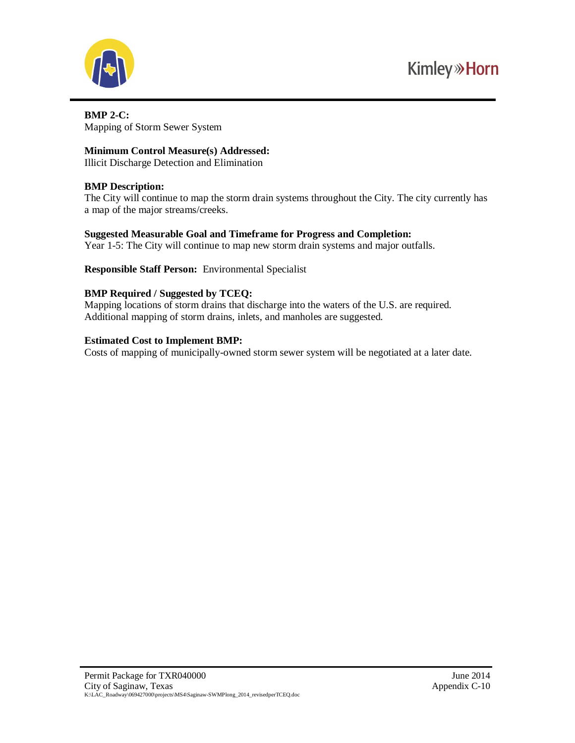**BMP 2-C:**
Mapping of Storm Sewer System

**Minimum Control Measure(s) Addressed:**
Illicit Discharge Detection and Elimination

**BMP Description:**
The City will continue to map the storm drain systems throughout the City. The city currently has a map of the major streams/creeks.

**Suggested Measurable Goal and Timeframe for Progress and Completion:**
Year 1-5: The City will continue to map new storm drain systems and major outfalls.

**Responsible Staff Person:** Environmental Specialist

**BMP Required / Suggested by TCEQ:**
Mapping locations of storm drains that discharge into the waters of the U.S. are required. Additional mapping of storm drains, inlets, and manholes are suggested.

**Estimated Cost to Implement BMP:**
Costs of mapping of municipally-owned storm sewer system will be negotiated at a later date.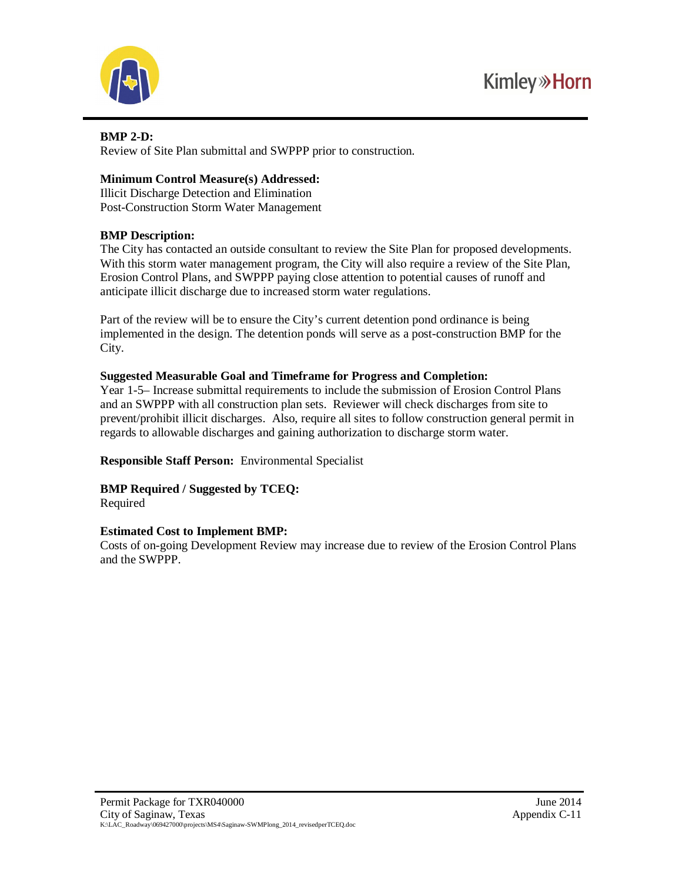**BMP 2-D:**
Review of Site Plan submittal and SWPPP prior to construction.

**Minimum Control Measure(s) Addressed:**
Illicit Discharge Detection and Elimination
Post-Construction Storm Water Management

**BMP Description:**
The City has contacted an outside consultant to review the Site Plan for proposed developments. With this storm water management program, the City will also require a review of the Site Plan, Erosion Control Plans, and SWPPP paying close attention to potential causes of runoff and anticipate illicit discharge due to increased storm water regulations.

Part of the review will be to ensure the City's current detention pond ordinance is being implemented in the design. The detention ponds will serve as a post-construction BMP for the City.

**Suggested Measurable Goal and Timeframe for Progress and Completion:**
Year 1-5– Increase submittal requirements to include the submission of Erosion Control Plans and an SWPPP with all construction plan sets. Reviewer will check discharges from site to prevent/prohibit illicit discharges. Also, require all sites to follow construction general permit in regards to allowable discharges and gaining authorization to discharge storm water.

**Responsible Staff Person:** Environmental Specialist

**BMP Required / Suggested by TCEQ:**
Required

**Estimated Cost to Implement BMP:**
Costs of on-going Development Review may increase due to review of the Erosion Control Plans and the SWPPP.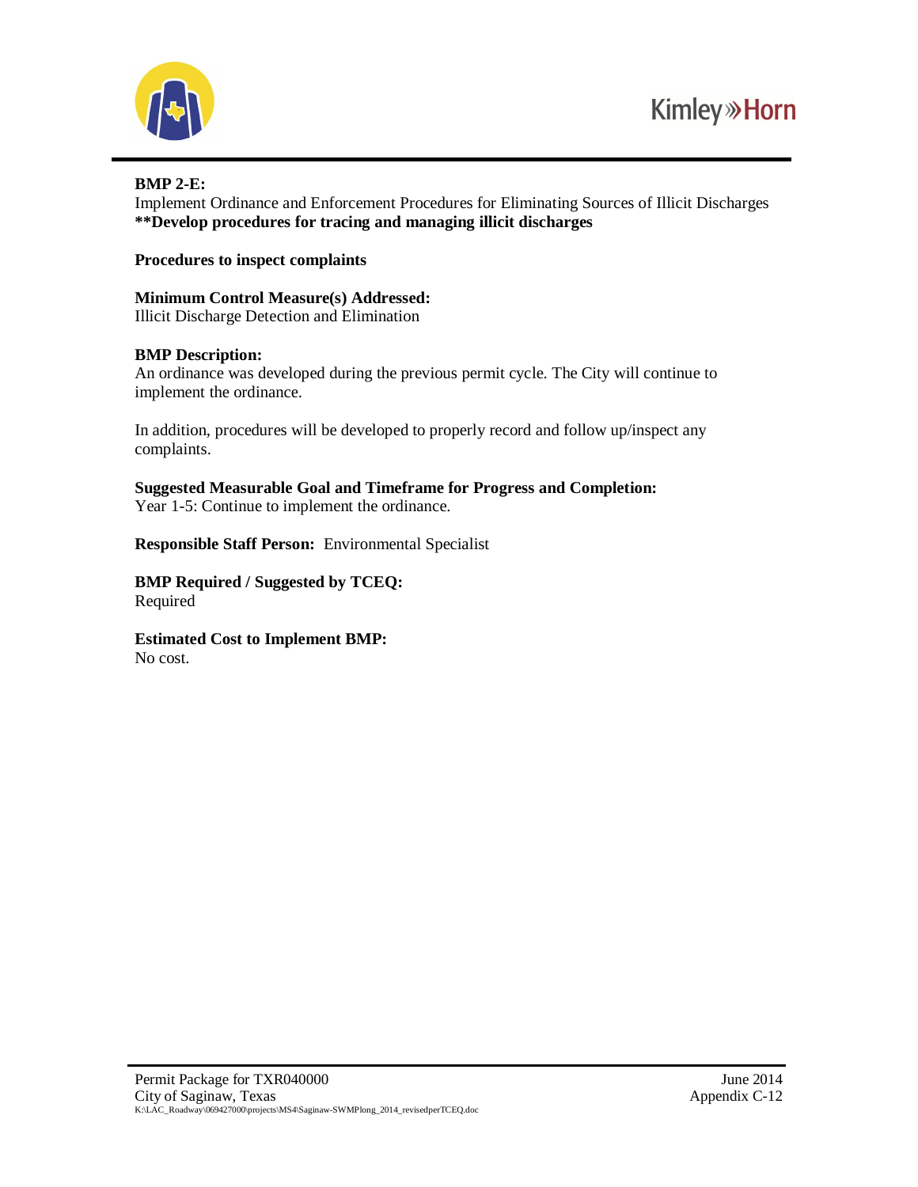**BMP 2-E:**
Implement Ordinance and Enforcement Procedures for Eliminating Sources of Illicit Discharges
****Develop procedures for tracing and managing illicit discharges**

**Procedures to inspect complaints**

**Minimum Control Measure(s) Addressed:**
Illicit Discharge Detection and Elimination

**BMP Description:**
An ordinance was developed during the previous permit cycle. The City will continue to implement the ordinance.

In addition, procedures will be developed to properly record and follow up/inspect any complaints.

**Suggested Measurable Goal and Timeframe for Progress and Completion:**
Year 1-5: Continue to implement the ordinance.

**Responsible Staff Person:** Environmental Specialist

**BMP Required / Suggested by TCEQ:**
Required

**Estimated Cost to Implement BMP:**
No cost.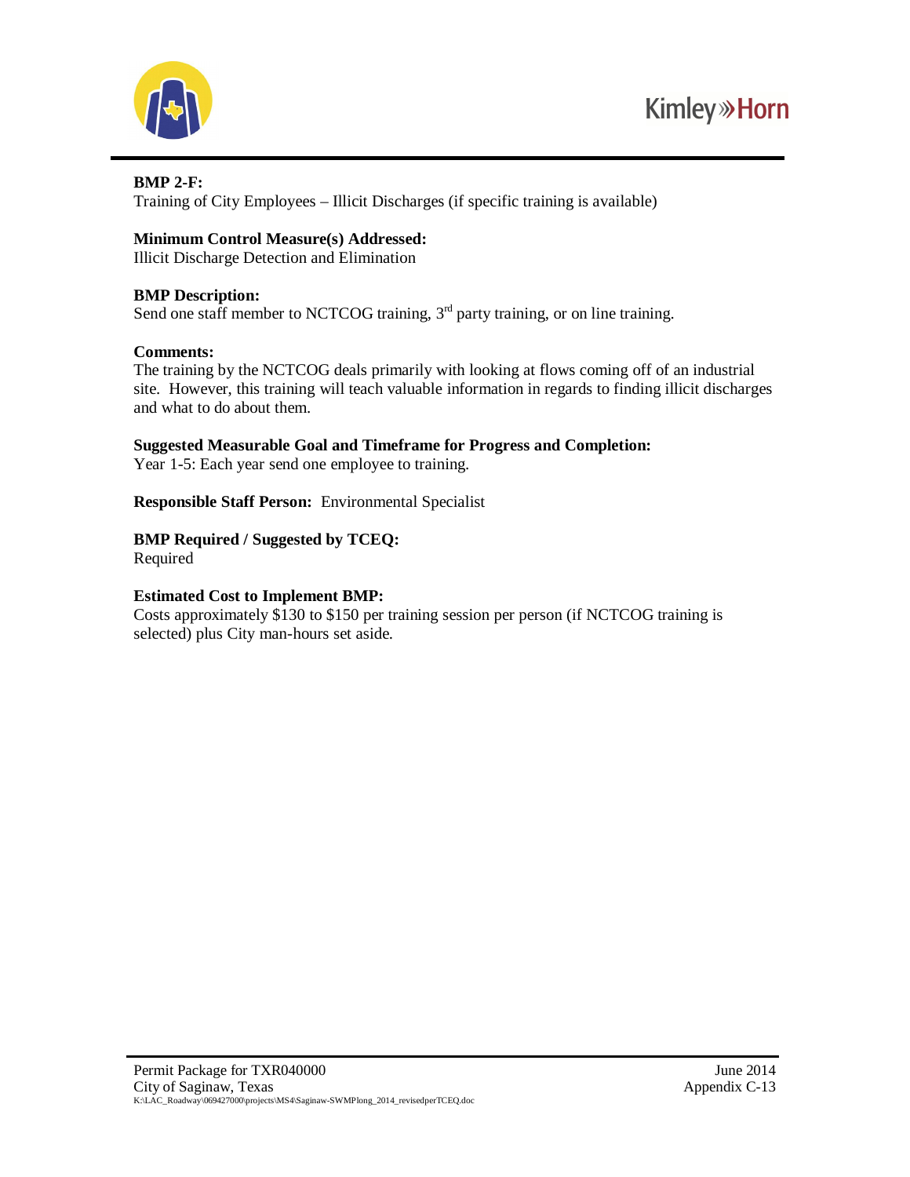**BMP 2-F:**
Training of City Employees – Illicit Discharges (if specific training is available)

**Minimum Control Measure(s) Addressed:**
Illicit Discharge Detection and Elimination

**BMP Description:**
Send one staff member to NCTCOG training, 3rd party training, or on line training.

**Comments:**
The training by the NCTCOG deals primarily with looking at flows coming off of an industrial site. However, this training will teach valuable information in regards to finding illicit discharges and what to do about them.

**Suggested Measurable Goal and Timeframe for Progress and Completion:**
Year 1-5: Each year send one employee to training.

**Responsible Staff Person:** Environmental Specialist

**BMP Required / Suggested by TCEQ:**
Required

**Estimated Cost to Implement BMP:**
Costs approximately $130 to $150 per training session per person (if NCTCOG training is selected) plus City man-hours set aside.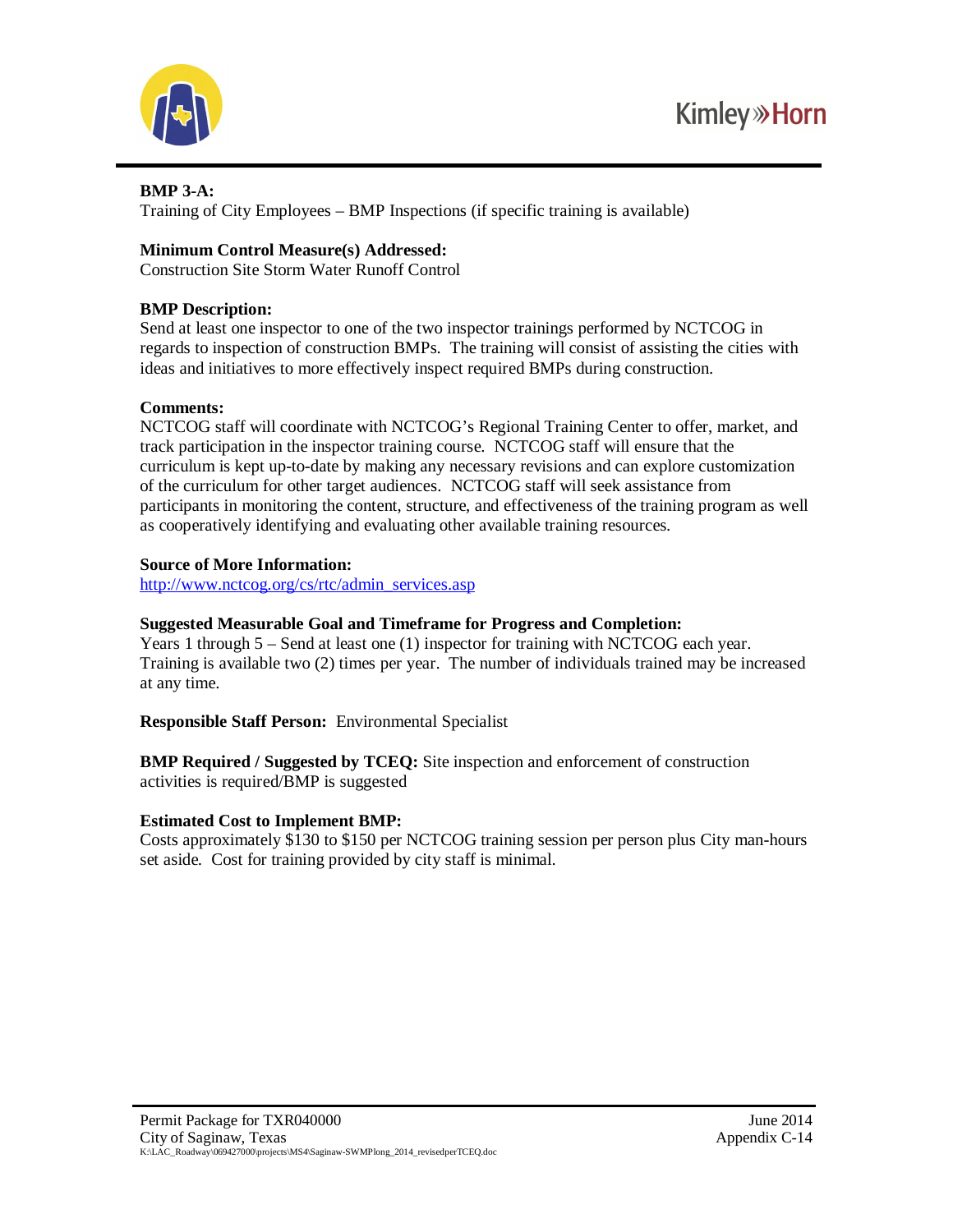**BMP 3-A:**
Training of City Employees – BMP Inspections (if specific training is available)

**Minimum Control Measure(s) Addressed:**
Construction Site Storm Water Runoff Control

**BMP Description:**
Send at least one inspector to one of the two inspector trainings performed by NCTCOG in regards to inspection of construction BMPs. The training will consist of assisting the cities with ideas and initiatives to more effectively inspect required BMPs during construction.

**Comments:**
NCTCOG staff will coordinate with NCTCOG's Regional Training Center to offer, market, and track participation in the inspector training course. NCTCOG staff will ensure that the curriculum is kept up-to-date by making any necessary revisions and can explore customization of the curriculum for other target audiences. NCTCOG staff will seek assistance from participants in monitoring the content, structure, and effectiveness of the training program as well as cooperatively identifying and evaluating other available training resources.

**Source of More Information:**
http://www.nctcog.org/cs/rtc/admin_services.asp

**Suggested Measurable Goal and Timeframe for Progress and Completion:**
Years 1 through 5 – Send at least one (1) inspector for training with NCTCOG each year. Training is available two (2) times per year. The number of individuals trained may be increased at any time.

**Responsible Staff Person:** Environmental Specialist

**BMP Required / Suggested by TCEQ:** Site inspection and enforcement of construction activities is required/BMP is suggested

**Estimated Cost to Implement BMP:**
Costs approximately $130 to $150 per NCTCOG training session per person plus City man-hours set aside. Cost for training provided by city staff is minimal.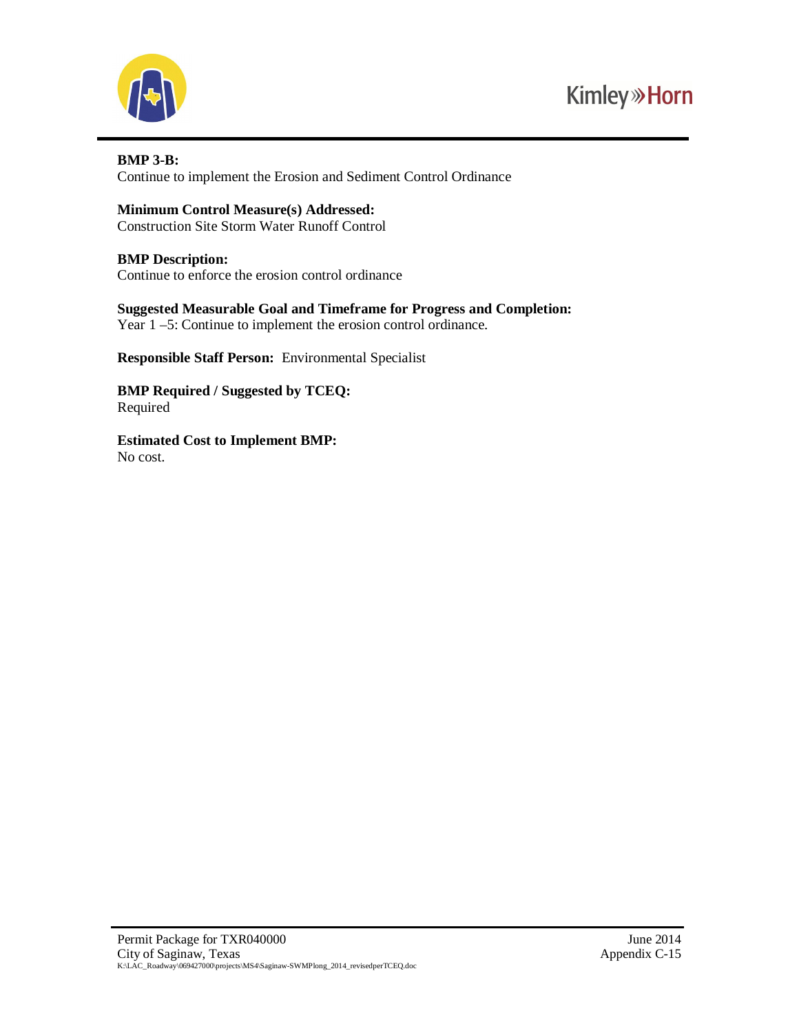**BMP 3-B:**
Continue to implement the Erosion and Sediment Control Ordinance

**Minimum Control Measure(s) Addressed:**
Construction Site Storm Water Runoff Control

**BMP Description:**
Continue to enforce the erosion control ordinance

**Suggested Measurable Goal and Timeframe for Progress and Completion:**
Year 1 –5: Continue to implement the erosion control ordinance.

**Responsible Staff Person:** Environmental Specialist

**BMP Required / Suggested by TCEQ:**
Required

**Estimated Cost to Implement BMP:**
No cost.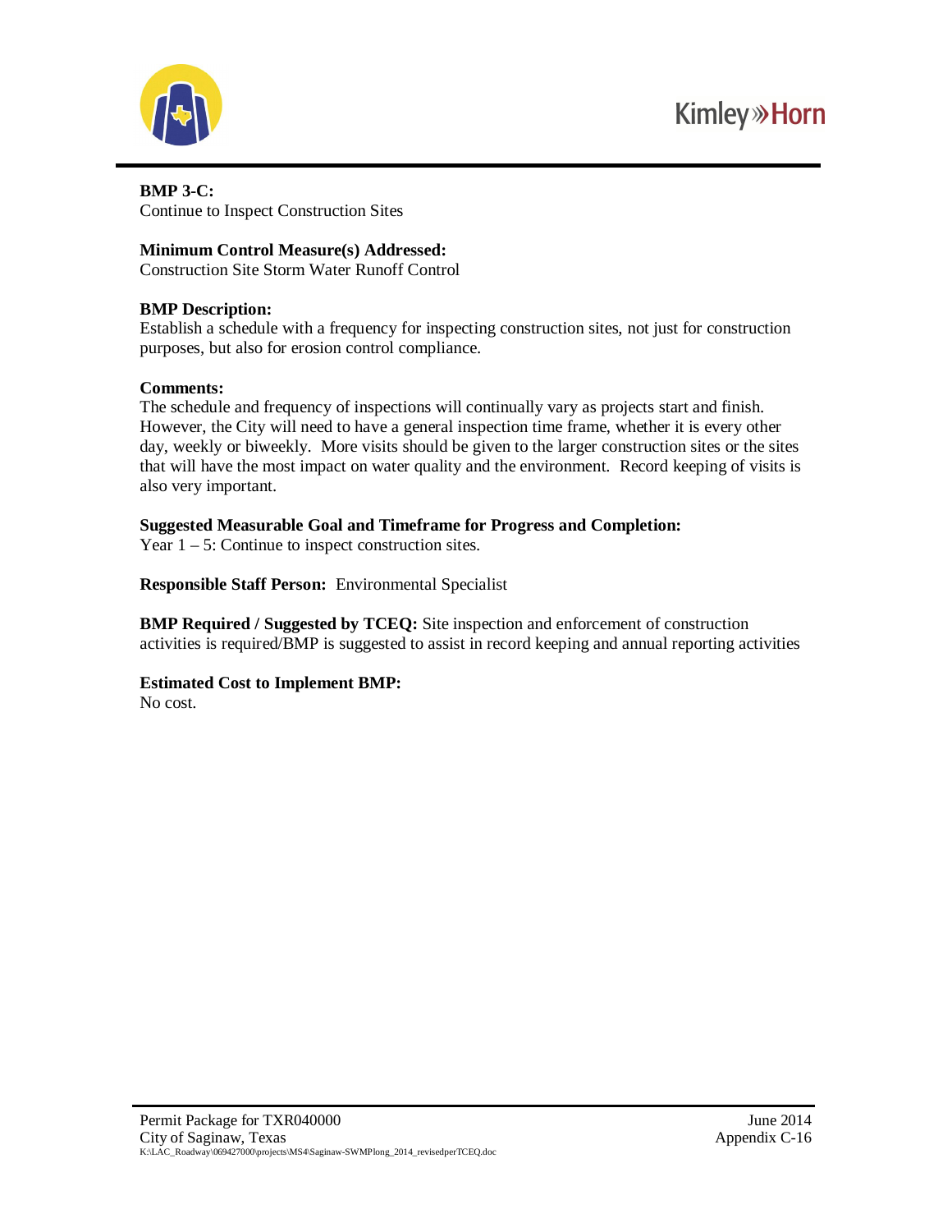**BMP 3-C:**
Continue to Inspect Construction Sites

**Minimum Control Measure(s) Addressed:**
Construction Site Storm Water Runoff Control

**BMP Description:**
Establish a schedule with a frequency for inspecting construction sites, not just for construction purposes, but also for erosion control compliance.

**Comments:**
The schedule and frequency of inspections will continually vary as projects start and finish. However, the City will need to have a general inspection time frame, whether it is every other day, weekly or biweekly. More visits should be given to the larger construction sites or the sites that will have the most impact on water quality and the environment. Record keeping of visits is also very important.

**Suggested Measurable Goal and Timeframe for Progress and Completion:**
Year 1 – 5: Continue to inspect construction sites.

**Responsible Staff Person:** Environmental Specialist

**BMP Required / Suggested by TCEQ:** Site inspection and enforcement of construction activities is required/BMP is suggested to assist in record keeping and annual reporting activities

**Estimated Cost to Implement BMP:**
No cost.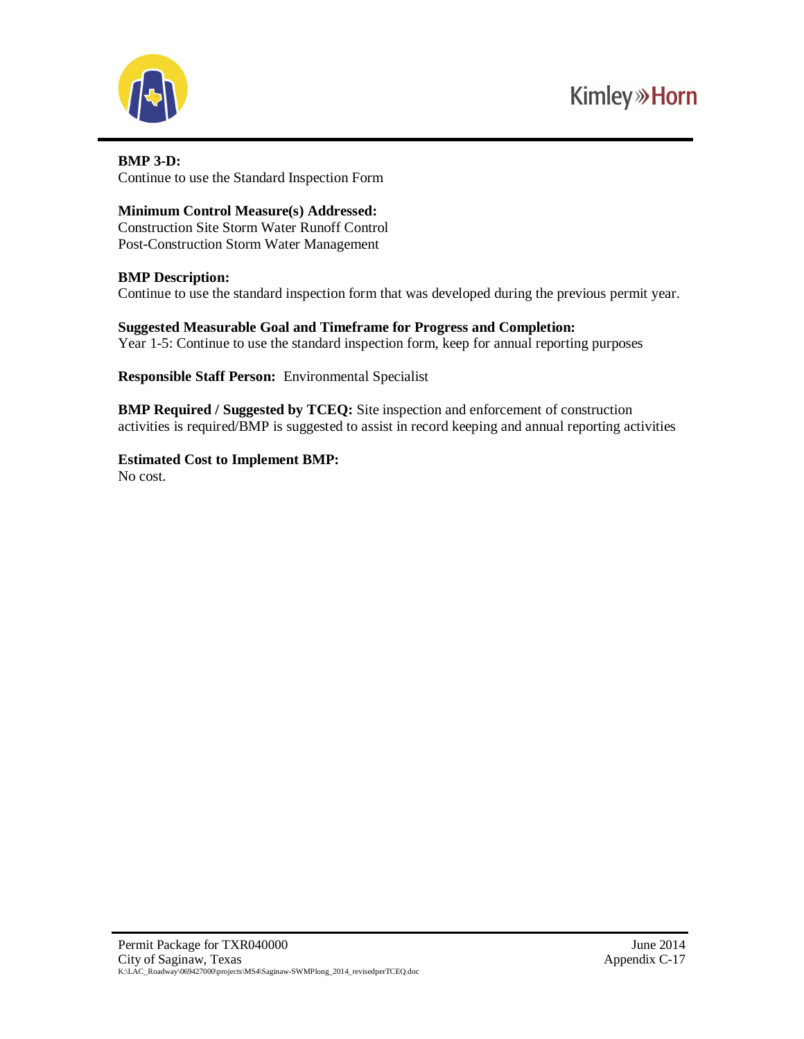**BMP 3-D:**
Continue to use the Standard Inspection Form

**Minimum Control Measure(s) Addressed:**
Construction Site Storm Water Runoff Control
Post-Construction Storm Water Management

**BMP Description:**
Continue to use the standard inspection form that was developed during the previous permit year.

**Suggested Measurable Goal and Timeframe for Progress and Completion:**
Year 1-5: Continue to use the standard inspection form, keep for annual reporting purposes

**Responsible Staff Person:** Environmental Specialist

**BMP Required / Suggested by TCEQ:** Site inspection and enforcement of construction activities is required/BMP is suggested to assist in record keeping and annual reporting activities

**Estimated Cost to Implement BMP:**
No cost.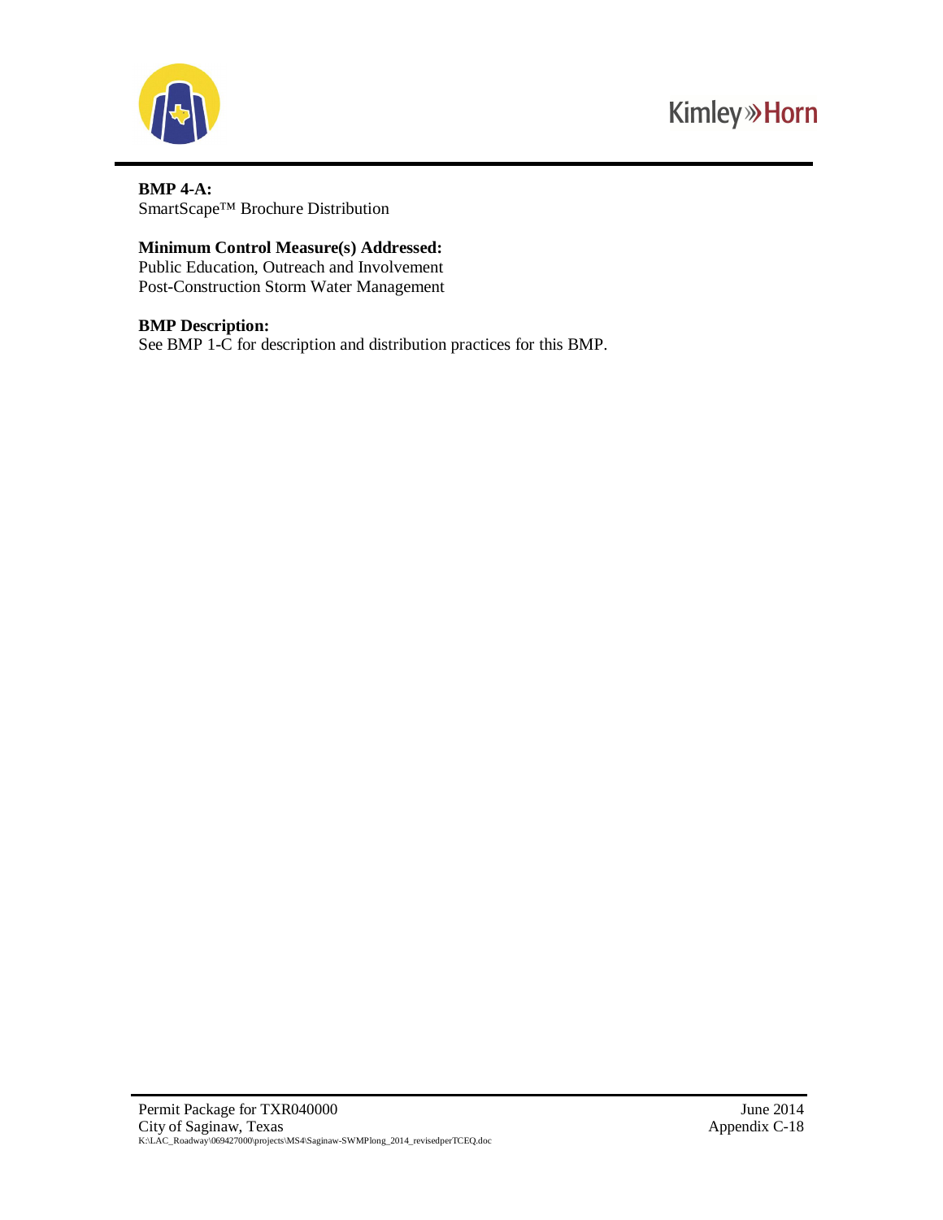**BMP 4-A:**
SmartScape™ Brochure Distribution

**Minimum Control Measure(s) Addressed:**
Public Education, Outreach and Involvement
Post-Construction Storm Water Management

**BMP Description:**
See BMP 1-C for description and distribution practices for this BMP.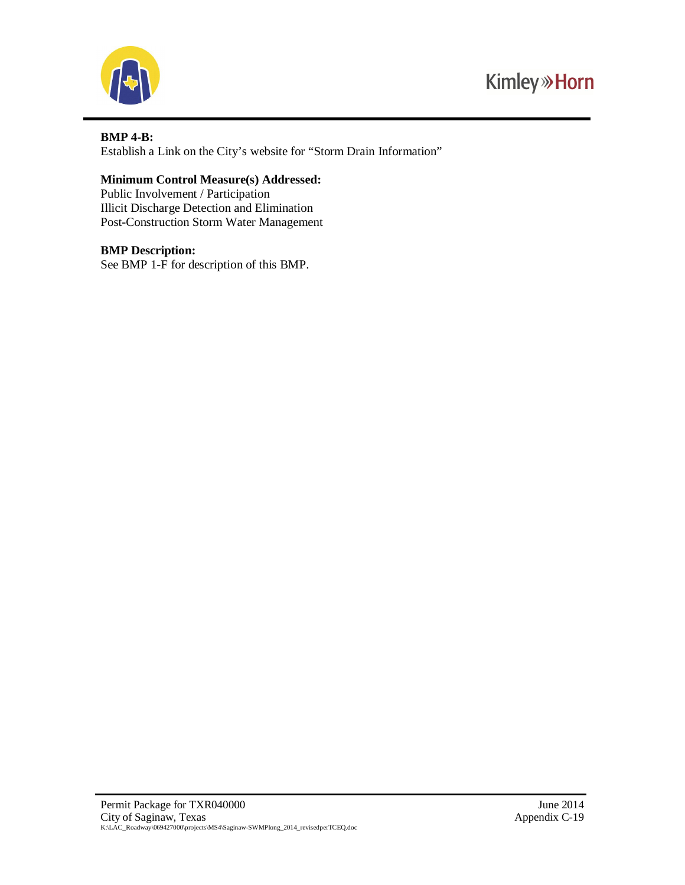**BMP 4-B:**
Establish a Link on the City's website for "Storm Drain Information"

**Minimum Control Measure(s) Addressed:**
Public Involvement / Participation
Illicit Discharge Detection and Elimination
Post-Construction Storm Water Management

**BMP Description:**
See BMP 1-F for description of this BMP.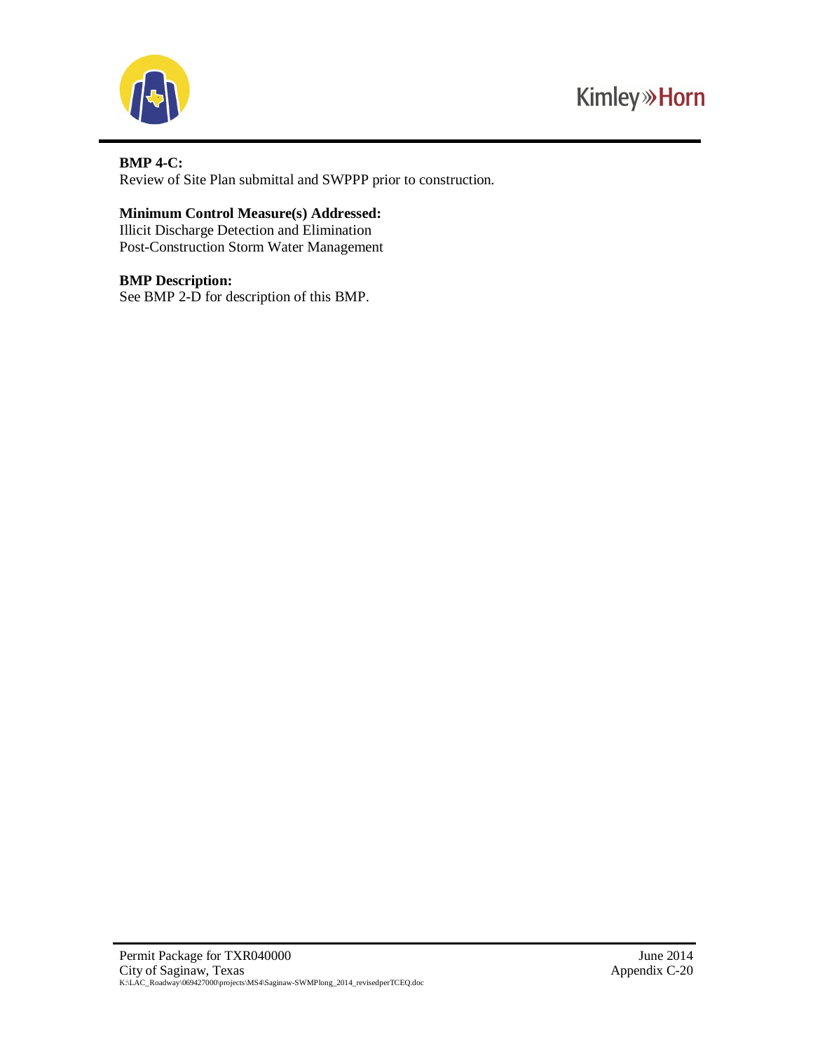**BMP 4-C:**
Review of Site Plan submittal and SWPPP prior to construction.

**Minimum Control Measure(s) Addressed:**
Illicit Discharge Detection and Elimination
Post-Construction Storm Water Management

**BMP Description:**
See BMP 2-D for description of this BMP.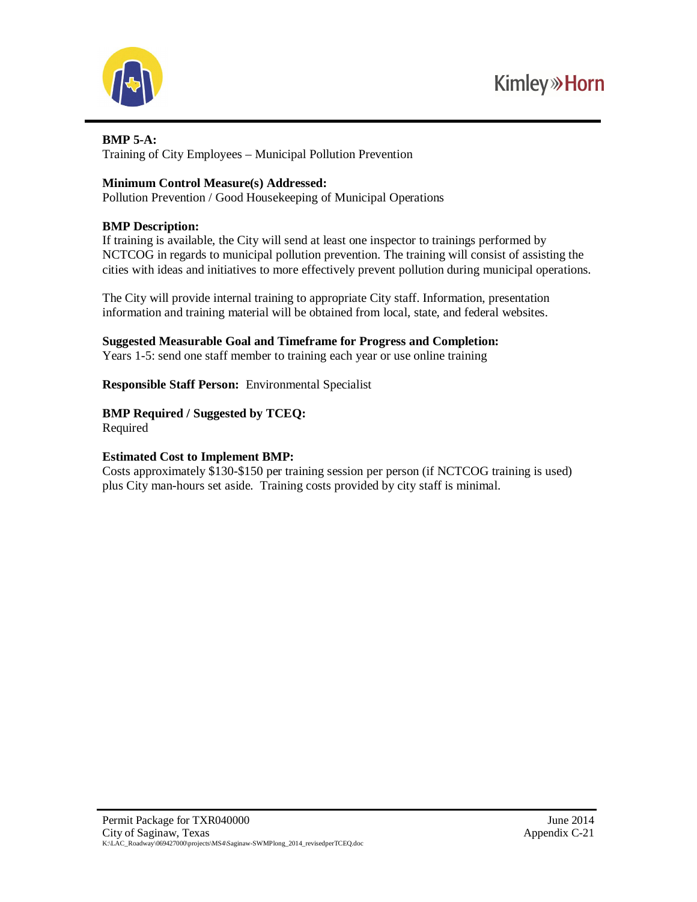**BMP 5-A:**
Training of City Employees – Municipal Pollution Prevention

**Minimum Control Measure(s) Addressed:**
Pollution Prevention / Good Housekeeping of Municipal Operations

**BMP Description:**
If training is available, the City will send at least one inspector to trainings performed by NCTCOG in regards to municipal pollution prevention. The training will consist of assisting the cities with ideas and initiatives to more effectively prevent pollution during municipal operations.

The City will provide internal training to appropriate City staff. Information, presentation information and training material will be obtained from local, state, and federal websites.

**Suggested Measurable Goal and Timeframe for Progress and Completion:**
Years 1-5: send one staff member to training each year or use online training

**Responsible Staff Person:** Environmental Specialist

**BMP Required / Suggested by TCEQ:**
Required

**Estimated Cost to Implement BMP:**
Costs approximately $130-$150 per training session per person (if NCTCOG training is used) plus City man-hours set aside. Training costs provided by city staff is minimal.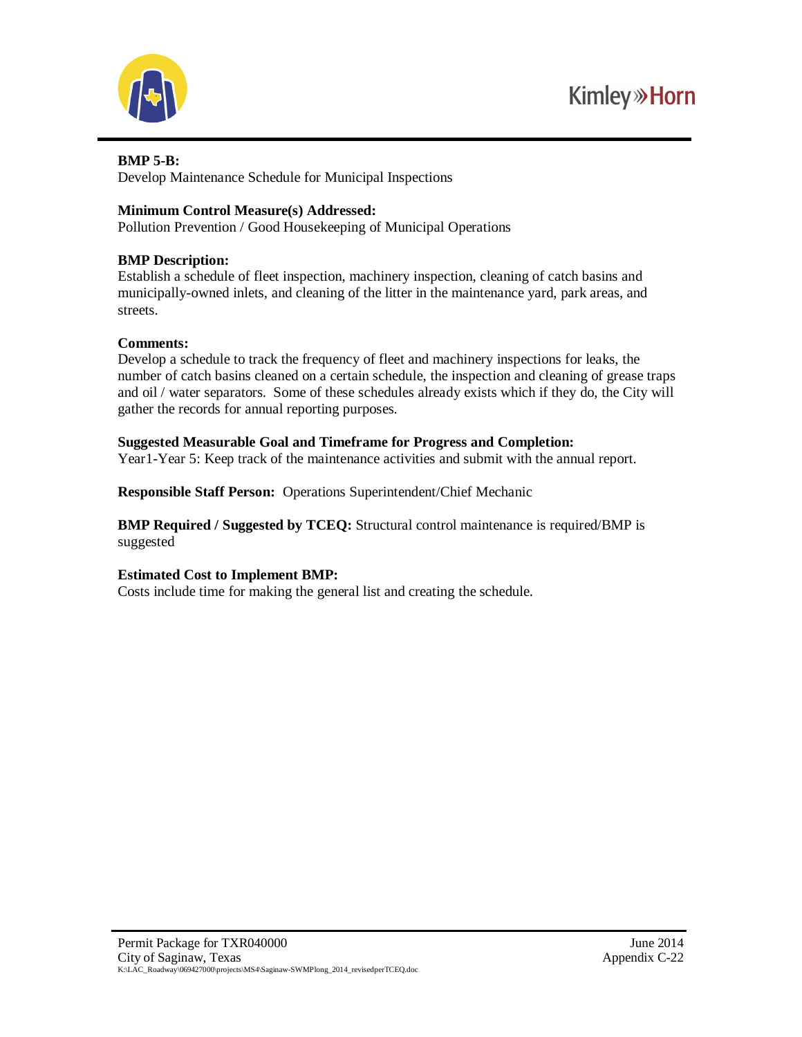**BMP 5-B:**
Develop Maintenance Schedule for Municipal Inspections

**Minimum Control Measure(s) Addressed:**
Pollution Prevention / Good Housekeeping of Municipal Operations

**BMP Description:**
Establish a schedule of fleet inspection, machinery inspection, cleaning of catch basins and municipally-owned inlets, and cleaning of the litter in the maintenance yard, park areas, and streets.

**Comments:**
Develop a schedule to track the frequency of fleet and machinery inspections for leaks, the number of catch basins cleaned on a certain schedule, the inspection and cleaning of grease traps and oil / water separators. Some of these schedules already exists which if they do, the City will gather the records for annual reporting purposes.

**Suggested Measurable Goal and Timeframe for Progress and Completion:**
Year1-Year 5: Keep track of the maintenance activities and submit with the annual report.

**Responsible Staff Person:** Operations Superintendent/Chief Mechanic

**BMP Required / Suggested by TCEQ:** Structural control maintenance is required/BMP is suggested

**Estimated Cost to Implement BMP:**
Costs include time for making the general list and creating the schedule.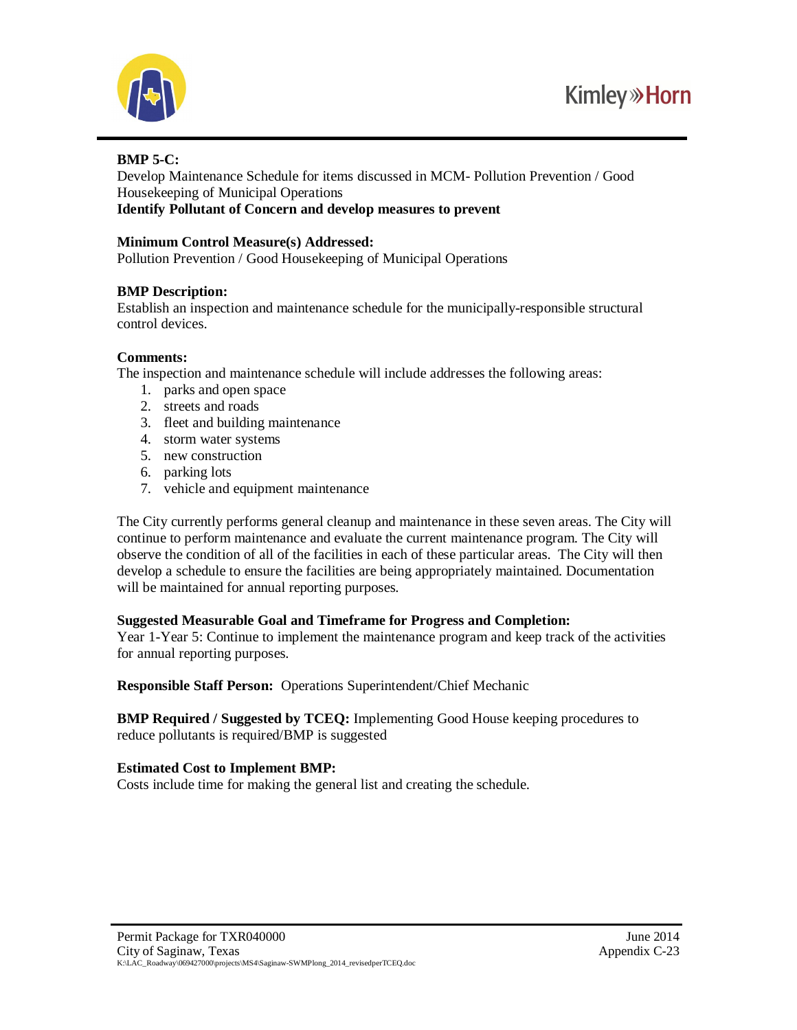**BMP 5-C:**
Develop Maintenance Schedule for items discussed in MCM- Pollution Prevention / Good Housekeeping of Municipal Operations
**Identify Pollutant of Concern and develop measures to prevent**

**Minimum Control Measure(s) Addressed:**
Pollution Prevention / Good Housekeeping of Municipal Operations

**BMP Description:**
Establish an inspection and maintenance schedule for the municipally-responsible structural control devices.

**Comments:**
The inspection and maintenance schedule will include addresses the following areas:

1. parks and open space
2. streets and roads
3. fleet and building maintenance
4. storm water systems
5. new construction
6. parking lots
7. vehicle and equipment maintenance

The City currently performs general cleanup and maintenance in these seven areas. The City will continue to perform maintenance and evaluate the current maintenance program. The City will observe the condition of all of the facilities in each of these particular areas. The City will then develop a schedule to ensure the facilities are being appropriately maintained. Documentation will be maintained for annual reporting purposes.

**Suggested Measurable Goal and Timeframe for Progress and Completion:**
Year 1-Year 5: Continue to implement the maintenance program and keep track of the activities for annual reporting purposes.

**Responsible Staff Person:** Operations Superintendent/Chief Mechanic

**BMP Required / Suggested by TCEQ:** Implementing Good House keeping procedures to reduce pollutants is required/BMP is suggested

**Estimated Cost to Implement BMP:**
Costs include time for making the general list and creating the schedule.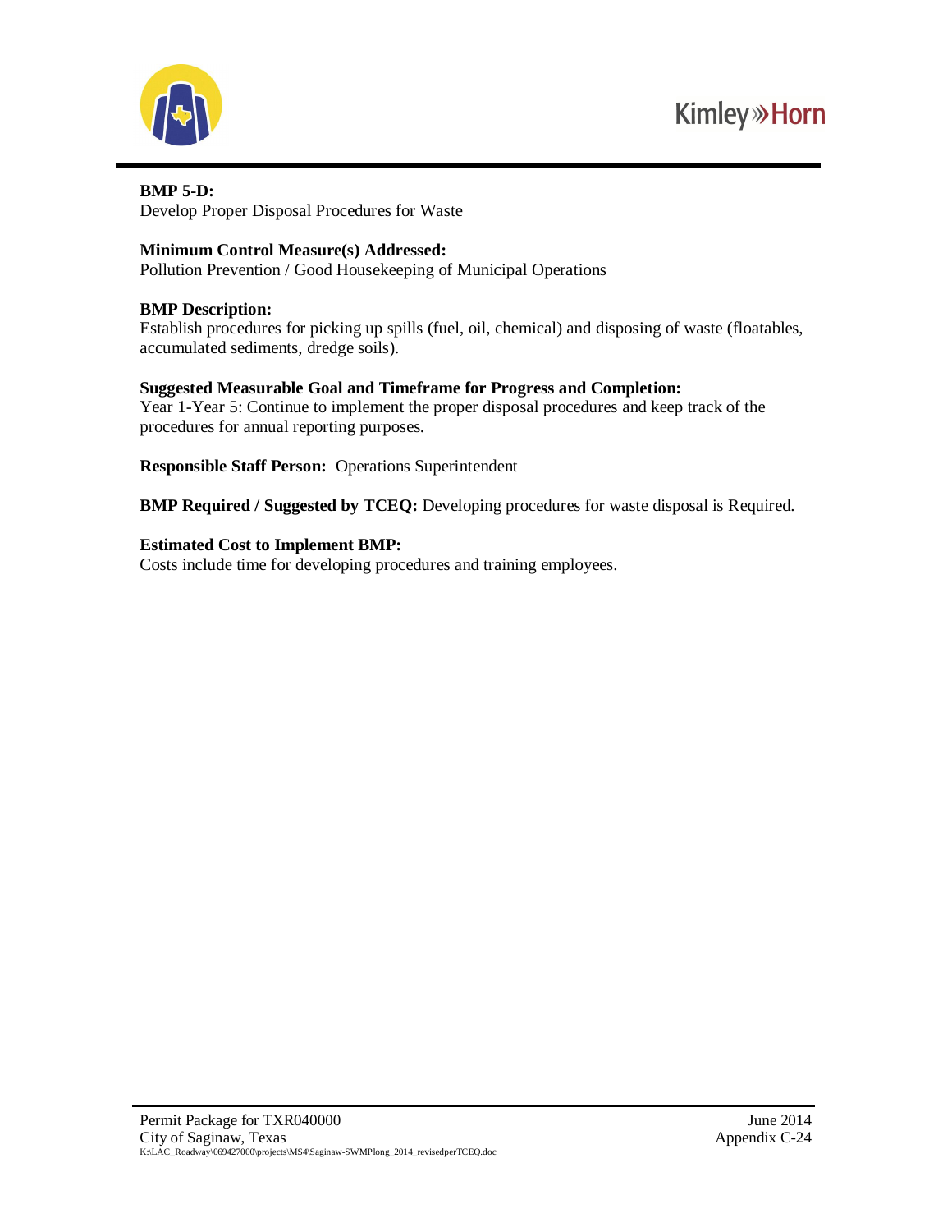**BMP 5-D:**
Develop Proper Disposal Procedures for Waste

**Minimum Control Measure(s) Addressed:**
Pollution Prevention / Good Housekeeping of Municipal Operations

**BMP Description:**
Establish procedures for picking up spills (fuel, oil, chemical) and disposing of waste (floatables, accumulated sediments, dredge soils).

**Suggested Measurable Goal and Timeframe for Progress and Completion:**
Year 1-Year 5: Continue to implement the proper disposal procedures and keep track of the procedures for annual reporting purposes.

**Responsible Staff Person:** Operations Superintendent

**BMP Required / Suggested by TCEQ:** Developing procedures for waste disposal is Required.

**Estimated Cost to Implement BMP:**
Costs include time for developing procedures and training employees.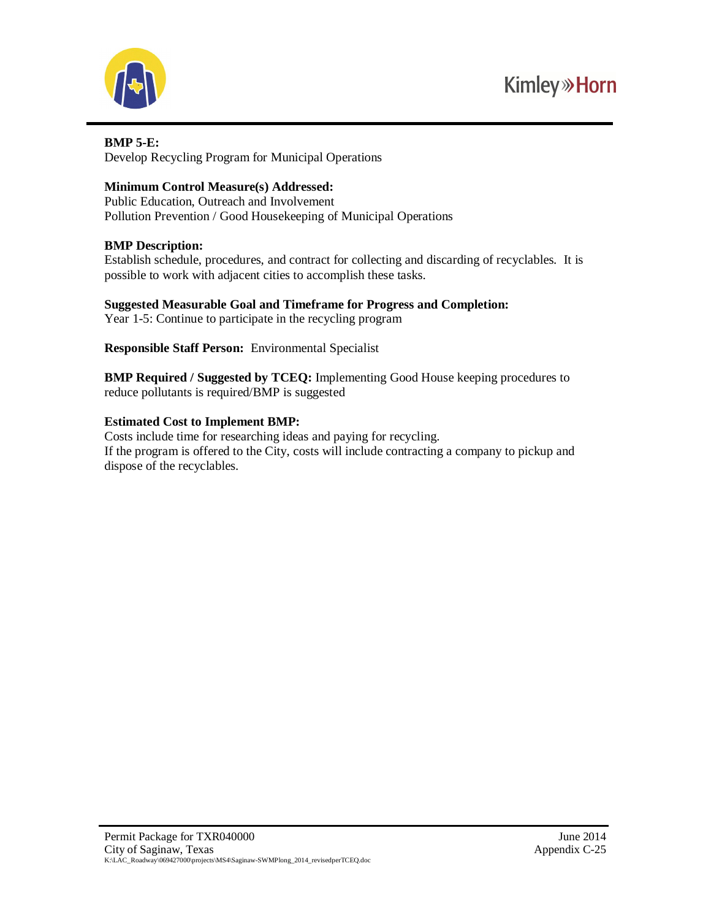**BMP 5-E:**
Develop Recycling Program for Municipal Operations

**Minimum Control Measure(s) Addressed:**
Public Education, Outreach and Involvement
Pollution Prevention / Good Housekeeping of Municipal Operations

**BMP Description:**
Establish schedule, procedures, and contract for collecting and discarding of recyclables. It is possible to work with adjacent cities to accomplish these tasks.

**Suggested Measurable Goal and Timeframe for Progress and Completion:**
Year 1-5: Continue to participate in the recycling program

**Responsible Staff Person:** Environmental Specialist

**BMP Required / Suggested by TCEQ:** Implementing Good House keeping procedures to reduce pollutants is required/BMP is suggested

**Estimated Cost to Implement BMP:**
Costs include time for researching ideas and paying for recycling.
If the program is offered to the City, costs will include contracting a company to pickup and dispose of the recyclables.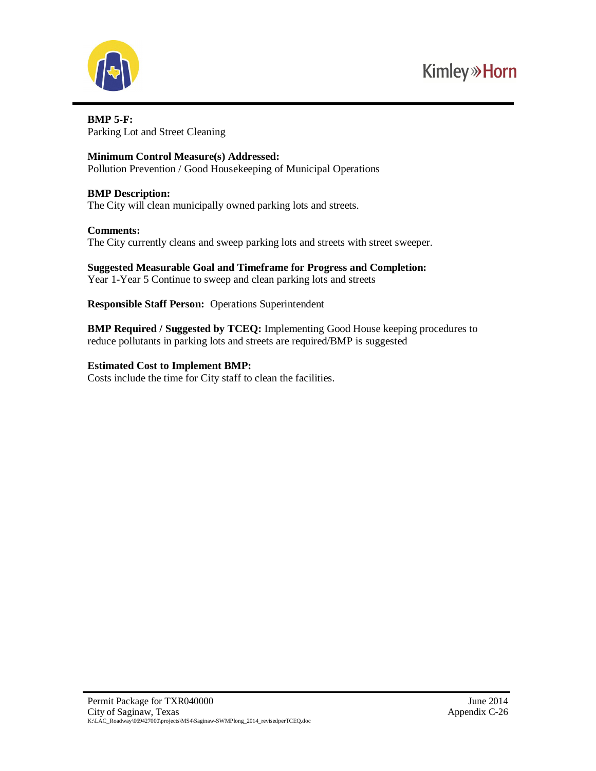**BMP 5-F:**
Parking Lot and Street Cleaning

**Minimum Control Measure(s) Addressed:**
Pollution Prevention / Good Housekeeping of Municipal Operations

**BMP Description:**
The City will clean municipally owned parking lots and streets.

**Comments:**
The City currently cleans and sweep parking lots and streets with street sweeper.

**Suggested Measurable Goal and Timeframe for Progress and Completion:**
Year 1-Year 5 Continue to sweep and clean parking lots and streets

**Responsible Staff Person:** Operations Superintendent

**BMP Required / Suggested by TCEQ:** Implementing Good House keeping procedures to reduce pollutants in parking lots and streets are required/BMP is suggested

**Estimated Cost to Implement BMP:**
Costs include the time for City staff to clean the facilities.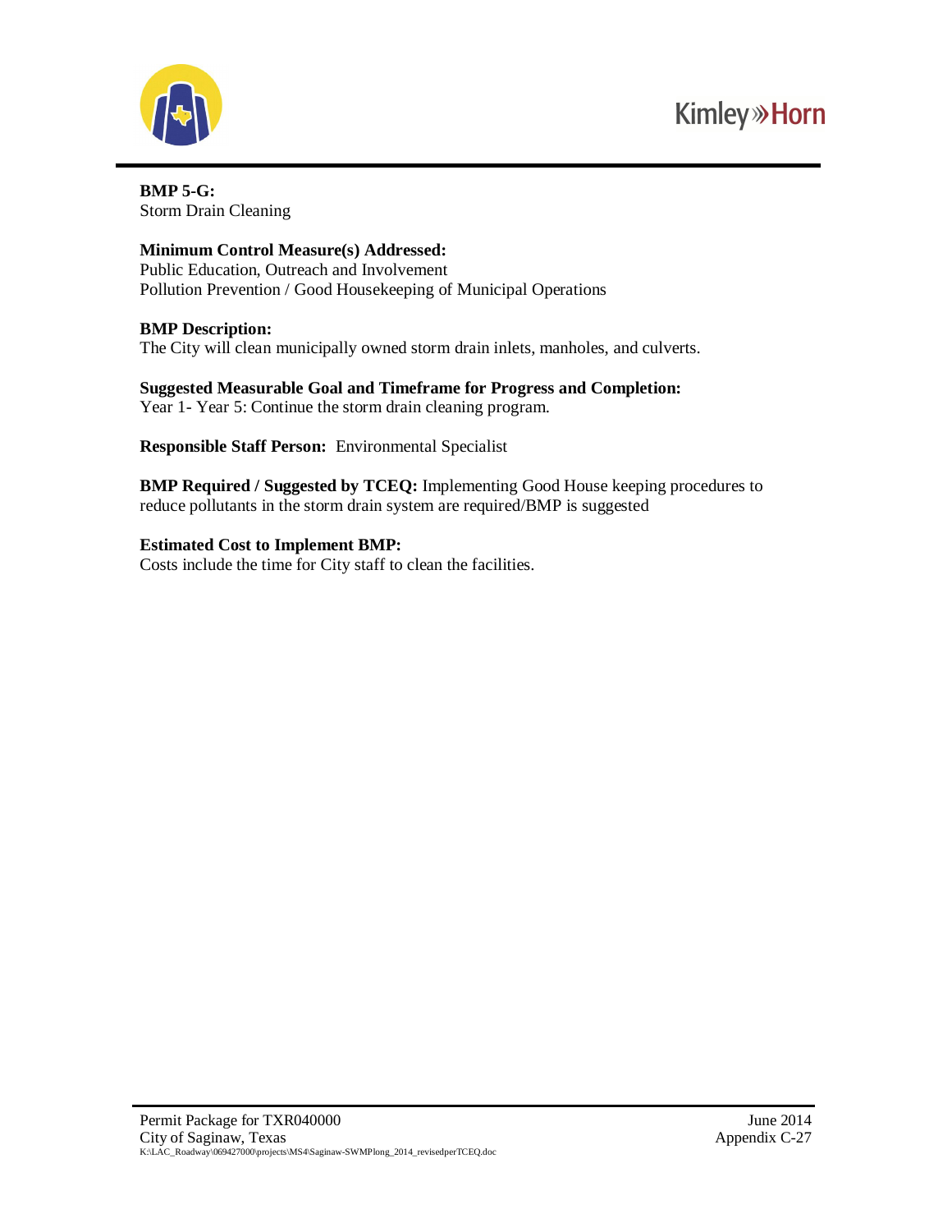**BMP 5-G:**
Storm Drain Cleaning

**Minimum Control Measure(s) Addressed:**
Public Education, Outreach and Involvement
Pollution Prevention / Good Housekeeping of Municipal Operations

**BMP Description:**
The City will clean municipally owned storm drain inlets, manholes, and culverts.

**Suggested Measurable Goal and Timeframe for Progress and Completion:**
Year 1- Year 5: Continue the storm drain cleaning program.

**Responsible Staff Person:** Environmental Specialist

**BMP Required / Suggested by TCEQ:** Implementing Good House keeping procedures to reduce pollutants in the storm drain system are required/BMP is suggested

**Estimated Cost to Implement BMP:**
Costs include the time for City staff to clean the facilities.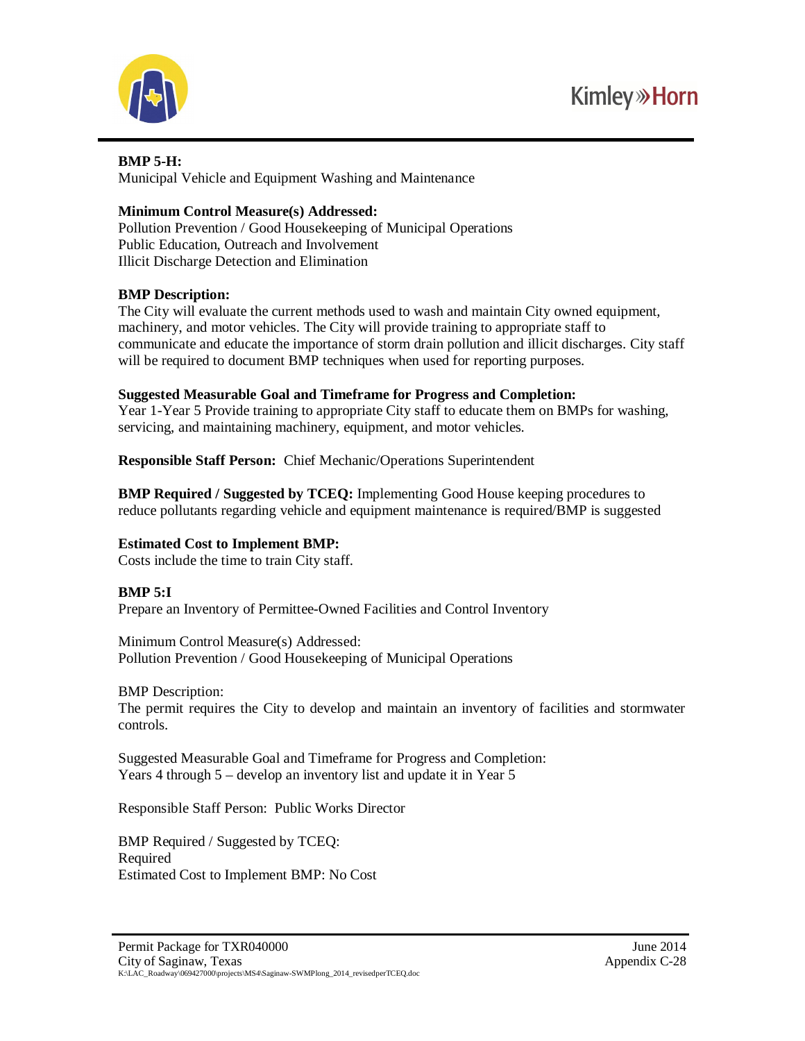**BMP 5-H:**
Municipal Vehicle and Equipment Washing and Maintenance

**Minimum Control Measure(s) Addressed:**
Pollution Prevention / Good Housekeeping of Municipal Operations
Public Education, Outreach and Involvement
Illicit Discharge Detection and Elimination

**BMP Description:**
The City will evaluate the current methods used to wash and maintain City owned equipment, machinery, and motor vehicles. The City will provide training to appropriate staff to communicate and educate the importance of storm drain pollution and illicit discharges. City staff will be required to document BMP techniques when used for reporting purposes.

**Suggested Measurable Goal and Timeframe for Progress and Completion:**
Year 1-Year 5 Provide training to appropriate City staff to educate them on BMPs for washing, servicing, and maintaining machinery, equipment, and motor vehicles.

**Responsible Staff Person:** Chief Mechanic/Operations Superintendent

**BMP Required / Suggested by TCEQ:** Implementing Good House keeping procedures to reduce pollutants regarding vehicle and equipment maintenance is required/BMP is suggested

**Estimated Cost to Implement BMP:**
Costs include the time to train City staff.

**BMP 5:I**
Prepare an Inventory of Permittee-Owned Facilities and Control Inventory

Minimum Control Measure(s) Addressed:
Pollution Prevention / Good Housekeeping of Municipal Operations

BMP Description:
The permit requires the City to develop and maintain an inventory of facilities and stormwater controls.

Suggested Measurable Goal and Timeframe for Progress and Completion:
Years 4 through 5 – develop an inventory list and update it in Year 5

Responsible Staff Person: Public Works Director

BMP Required / Suggested by TCEQ:
Required
Estimated Cost to Implement BMP: No Cost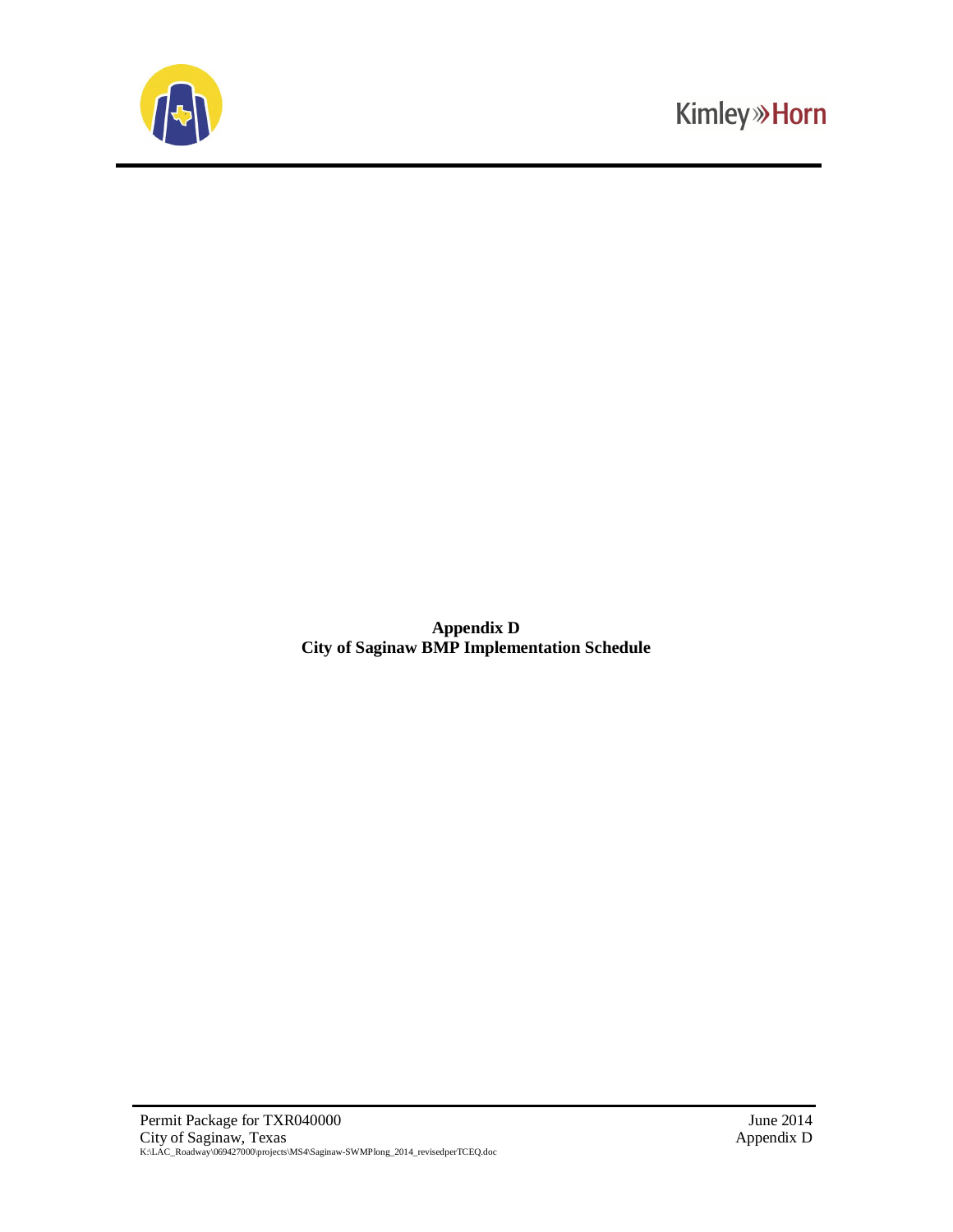**Appendix D**
**City of Saginaw BMP Implementation Schedule**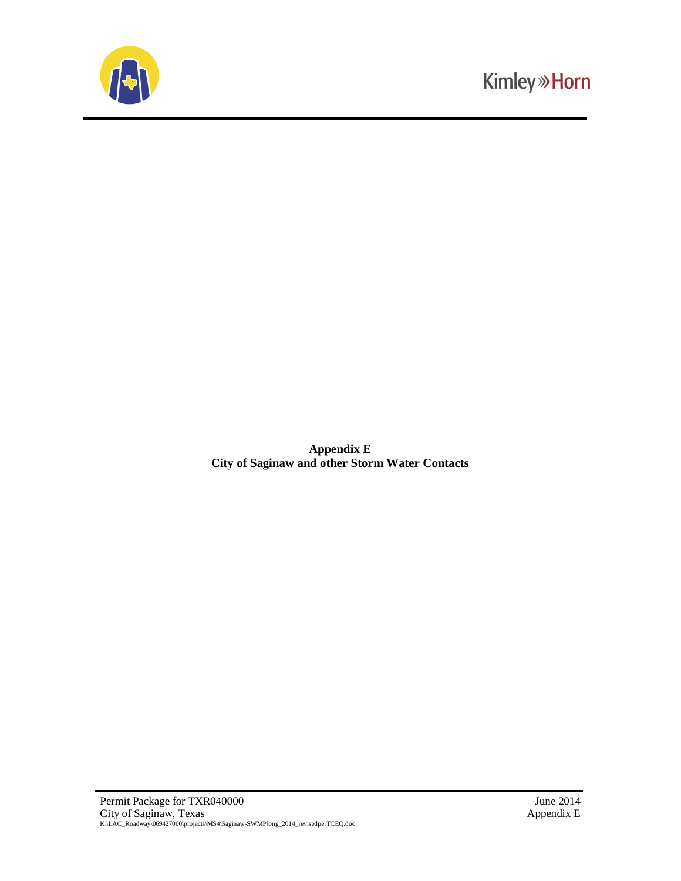**Appendix E**
**City of Saginaw and other Storm Water Contacts**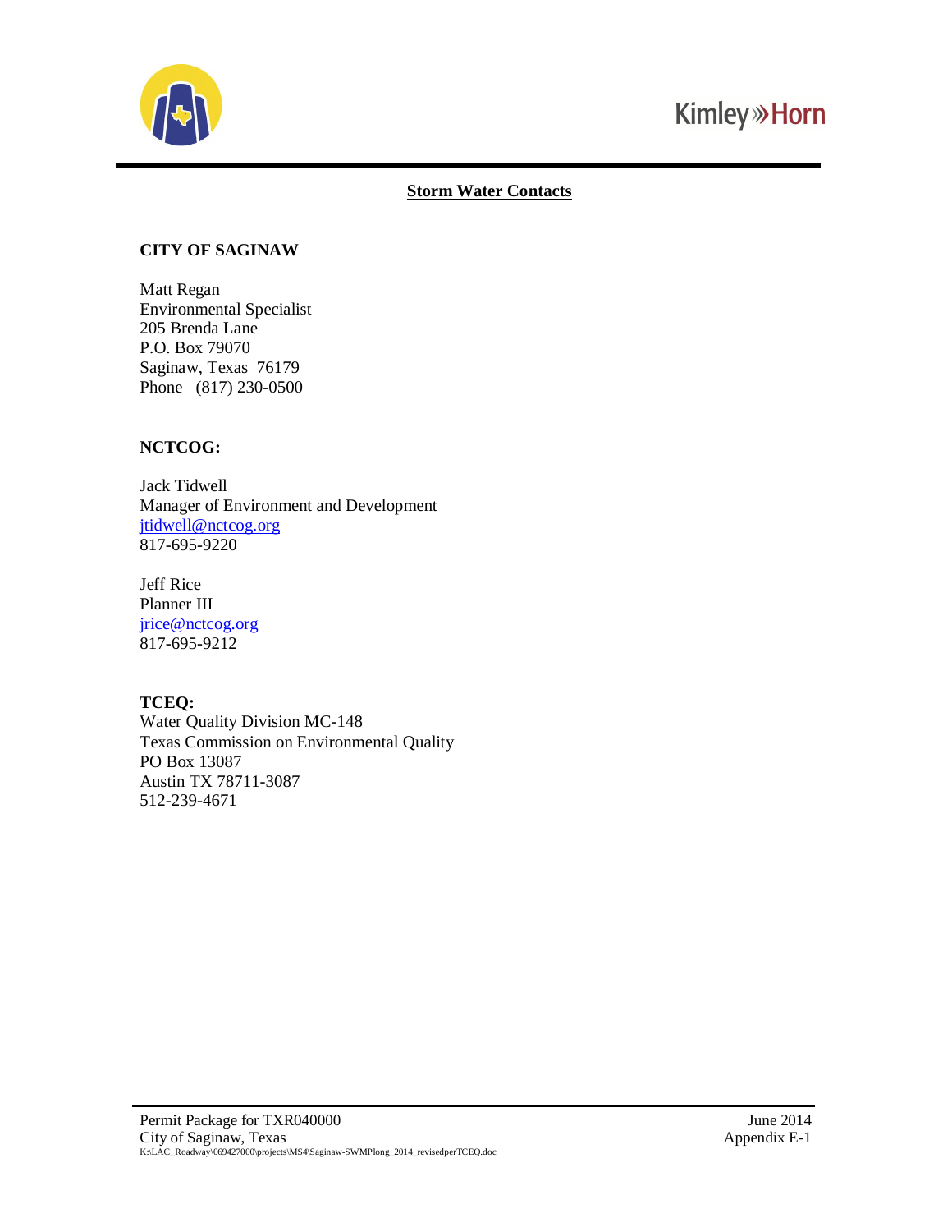## Storm Water Contacts

**CITY OF SAGINAW**

Matt Regan
Environmental Specialist
205 Brenda Lane
P.O. Box 79070
Saginaw, Texas 76179
Phone (817) 230-0500

**NCTCOG:**

Jack Tidwell
Manager of Environment and Development
jtidwell@nctcog.org
817-695-9220

Jeff Rice
Planner III
jrice@nctcog.org
817-695-9212

**TCEQ:**
Water Quality Division MC-148
Texas Commission on Environmental Quality
PO Box 13087
Austin TX 78711-3087
512-239-4671